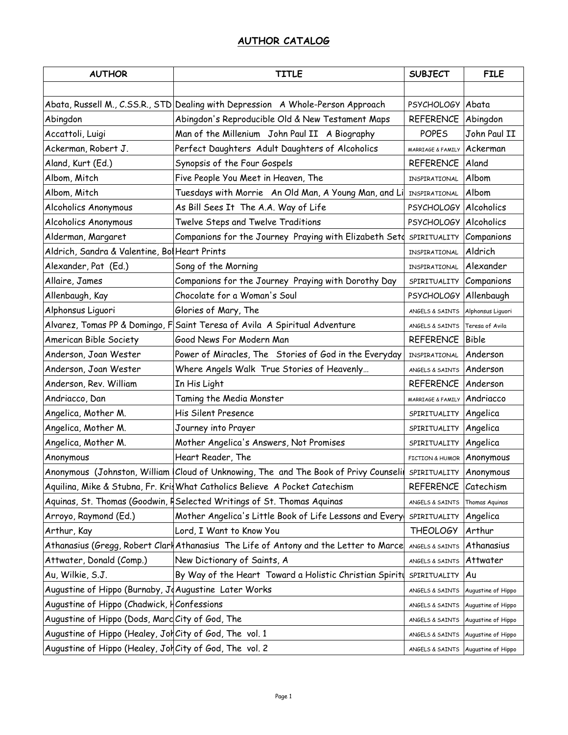## AUTHOR CATALOG

| AUTHOR | TITLE | SUBJECT | FILE |
|---|---|---|---|
| | | | |
| Abata, Russell M., C.SS.R., STD | Dealing with Depression A Whole-Person Approach | PSYCHOLOGY | Abata |
| Abingdon | Abingdon's Reproducible Old & New Testament Maps | REFERENCE | Abingdon |
| Accattoli, Luigi | Man of the Millenium John Paul II A Biography | POPES | John Paul II |
| Ackerman, Robert J. | Perfect Daughters Adult Daughters of Alcoholics | MARRIAGE & FAMILY | Ackerman |
| Aland, Kurt (Ed.) | Synopsis of the Four Gospels | REFERENCE | Aland |
| Albom, Mitch | Five People You Meet in Heaven, The | INSPIRATIONAL | Albom |
| Albom, Mitch | Tuesdays with Morrie An Old Man, A Young Man, and Li | INSPIRATIONAL | Albom |
| Alcoholics Anonymous | As Bill Sees It The A.A. Way of Life | PSYCHOLOGY | Alcoholics |
| Alcoholics Anonymous | Twelve Steps and Twelve Traditions | PSYCHOLOGY | Alcoholics |
| Alderman, Margaret | Companions for the Journey Praying with Elizabeth Seto | SPIRITUALITY | Companions |
| Aldrich, Sandra & Valentine, Bol | Heart Prints | INSPIRATIONAL | Aldrich |
| Alexander, Pat (Ed.) | Song of the Morning | INSPIRATIONAL | Alexander |
| Allaire, James | Companions for the Journey Praying with Dorothy Day | SPIRITUALITY | Companions |
| Allenbaugh, Kay | Chocolate for a Woman's Soul | PSYCHOLOGY | Allenbaugh |
| Alphonsus Liguori | Glories of Mary, The | ANGELS & SAINTS | Alphonsus Liguori |
| Alvarez, Tomas PP & Domingo, F | Saint Teresa of Avila A Spiritual Adventure | ANGELS & SAINTS | Teresa of Avila |
| American Bible Society | Good News For Modern Man | REFERENCE | Bible |
| Anderson, Joan Wester | Power of Miracles, The Stories of God in the Everyday | INSPIRATIONAL | Anderson |
| Anderson, Joan Wester | Where Angels Walk True Stories of Heavenly… | ANGELS & SAINTS | Anderson |
| Anderson, Rev. William | In His Light | REFERENCE | Anderson |
| Andriacco, Dan | Taming the Media Monster | MARRIAGE & FAMILY | Andriacco |
| Angelica, Mother M. | His Silent Presence | SPIRITUALITY | Angelica |
| Angelica, Mother M. | Journey into Prayer | SPIRITUALITY | Angelica |
| Angelica, Mother M. | Mother Angelica's Answers, Not Promises | SPIRITUALITY | Angelica |
| Anonymous | Heart Reader, The | FICTION & HUMOR | Anonymous |
| Anonymous (Johnston, William | Cloud of Unknowing, The and The Book of Privy Counseli | SPIRITUALITY | Anonymous |
| Aquilina, Mike & Stubna, Fr. Kris | What Catholics Believe A Pocket Catechism | REFERENCE | Catechism |
| Aquinas, St. Thomas (Goodwin, R | Selected Writings of St. Thomas Aquinas | ANGELS & SAINTS | Thomas Aquinas |
| Arroyo, Raymond (Ed.) | Mother Angelica's Little Book of Life Lessons and Every | SPIRITUALITY | Angelica |
| Arthur, Kay | Lord, I Want to Know You | THEOLOGY | Arthur |
| Athanasius (Gregg, Robert Clark | Athanasius The Life of Antony and the Letter to Marce | ANGELS & SAINTS | Athanasius |
| Attwater, Donald (Comp.) | New Dictionary of Saints, A | ANGELS & SAINTS | Attwater |
| Au, Wilkie, S.J. | By Way of the Heart Toward a Holistic Christian Spiritu | SPIRITUALITY | Au |
| Augustine of Hippo (Burnaby, Jo | Augustine Later Works | ANGELS & SAINTS | Augustine of Hippo |
| Augustine of Hippo (Chadwick, H | Confessions | ANGELS & SAINTS | Augustine of Hippo |
| Augustine of Hippo (Dods, Marc | City of God, The | ANGELS & SAINTS | Augustine of Hippo |
| Augustine of Hippo (Healey, Joh | City of God, The vol. 1 | ANGELS & SAINTS | Augustine of Hippo |
| Augustine of Hippo (Healey, Joh | City of God, The vol. 2 | ANGELS & SAINTS | Augustine of Hippo |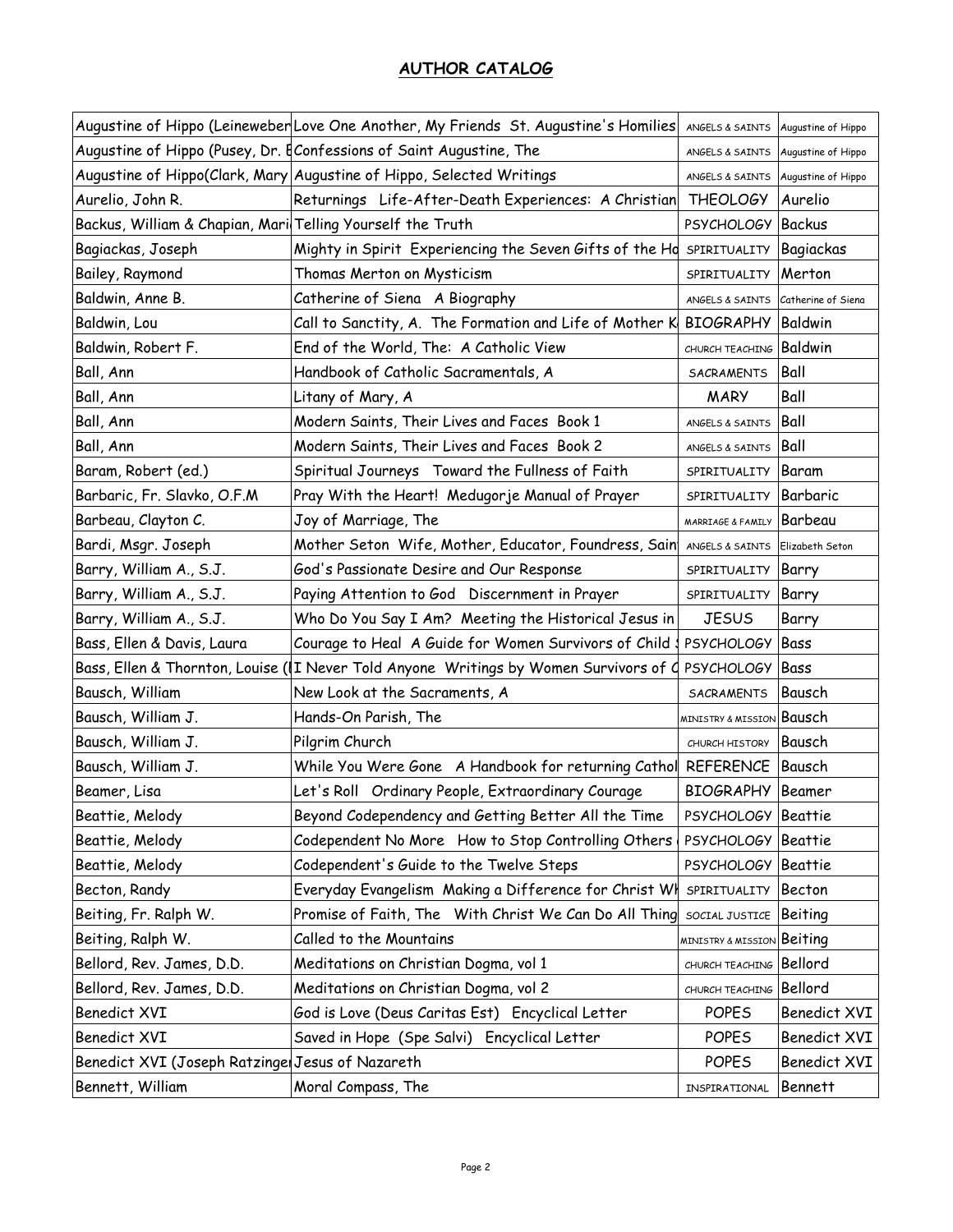## AUTHOR CATALOG

| | | | |
|---|---|---|---|
| Augustine of Hippo (Leineweber | Love One Another, My Friends St. Augustine's Homilies | ANGELS & SAINTS | Augustine of Hippo |
| Augustine of Hippo (Pusey, Dr. E | Confessions of Saint Augustine, The | ANGELS & SAINTS | Augustine of Hippo |
| Augustine of Hippo(Clark, Mary | Augustine of Hippo, Selected Writings | ANGELS & SAINTS | Augustine of Hippo |
| Aurelio, John R. | Returnings Life-After-Death Experiences: A Christian | THEOLOGY | Aurelio |
| Backus, William & Chapian, Mari | Telling Yourself the Truth | PSYCHOLOGY | Backus |
| Bagiackas, Joseph | Mighty in Spirit Experiencing the Seven Gifts of the Ho | SPIRITUALITY | Bagiackas |
| Bailey, Raymond | Thomas Merton on Mysticism | SPIRITUALITY | Merton |
| Baldwin, Anne B. | Catherine of Siena A Biography | ANGELS & SAINTS | Catherine of Siena |
| Baldwin, Lou | Call to Sanctity, A. The Formation and Life of Mother K | BIOGRAPHY | Baldwin |
| Baldwin, Robert F. | End of the World, The: A Catholic View | CHURCH TEACHING | Baldwin |
| Ball, Ann | Handbook of Catholic Sacramentals, A | SACRAMENTS | Ball |
| Ball, Ann | Litany of Mary, A | MARY | Ball |
| Ball, Ann | Modern Saints, Their Lives and Faces Book 1 | ANGELS & SAINTS | Ball |
| Ball, Ann | Modern Saints, Their Lives and Faces Book 2 | ANGELS & SAINTS | Ball |
| Baram, Robert (ed.) | Spiritual Journeys Toward the Fullness of Faith | SPIRITUALITY | Baram |
| Barbaric, Fr. Slavko, O.F.M | Pray With the Heart! Medugorje Manual of Prayer | SPIRITUALITY | Barbaric |
| Barbeau, Clayton C. | Joy of Marriage, The | MARRIAGE & FAMILY | Barbeau |
| Bardi, Msgr. Joseph | Mother Seton Wife, Mother, Educator, Foundress, Sain | ANGELS & SAINTS | Elizabeth Seton |
| Barry, William A., S.J. | God's Passionate Desire and Our Response | SPIRITUALITY | Barry |
| Barry, William A., S.J. | Paying Attention to God Discernment in Prayer | SPIRITUALITY | Barry |
| Barry, William A., S.J. | Who Do You Say I Am? Meeting the Historical Jesus in | JESUS | Barry |
| Bass, Ellen & Davis, Laura | Courage to Heal A Guide for Women Survivors of Child S | PSYCHOLOGY | Bass |
| Bass, Ellen & Thornton, Louise (I | I Never Told Anyone Writings by Women Survivors of C | PSYCHOLOGY | Bass |
| Bausch, William | New Look at the Sacraments, A | SACRAMENTS | Bausch |
| Bausch, William J. | Hands-On Parish, The | MINISTRY & MISSION | Bausch |
| Bausch, William J. | Pilgrim Church | CHURCH HISTORY | Bausch |
| Bausch, William J. | While You Were Gone A Handbook for returning Cathol | REFERENCE | Bausch |
| Beamer, Lisa | Let's Roll Ordinary People, Extraordinary Courage | BIOGRAPHY | Beamer |
| Beattie, Melody | Beyond Codependency and Getting Better All the Time | PSYCHOLOGY | Beattie |
| Beattie, Melody | Codependent No More How to Stop Controlling Others | PSYCHOLOGY | Beattie |
| Beattie, Melody | Codependent's Guide to the Twelve Steps | PSYCHOLOGY | Beattie |
| Becton, Randy | Everyday Evangelism Making a Difference for Christ Wh | SPIRITUALITY | Becton |
| Beiting, Fr. Ralph W. | Promise of Faith, The With Christ We Can Do All Thing | SOCIAL JUSTICE | Beiting |
| Beiting, Ralph W. | Called to the Mountains | MINISTRY & MISSION | Beiting |
| Bellord, Rev. James, D.D. | Meditations on Christian Dogma, vol 1 | CHURCH TEACHING | Bellord |
| Bellord, Rev. James, D.D. | Meditations on Christian Dogma, vol 2 | CHURCH TEACHING | Bellord |
| Benedict XVI | God is Love (Deus Caritas Est) Encyclical Letter | POPES | Benedict XVI |
| Benedict XVI | Saved in Hope (Spe Salvi) Encyclical Letter | POPES | Benedict XVI |
| Benedict XVI (Joseph Ratzinger | Jesus of Nazareth | POPES | Benedict XVI |
| Bennett, William | Moral Compass, The | INSPIRATIONAL | Bennett |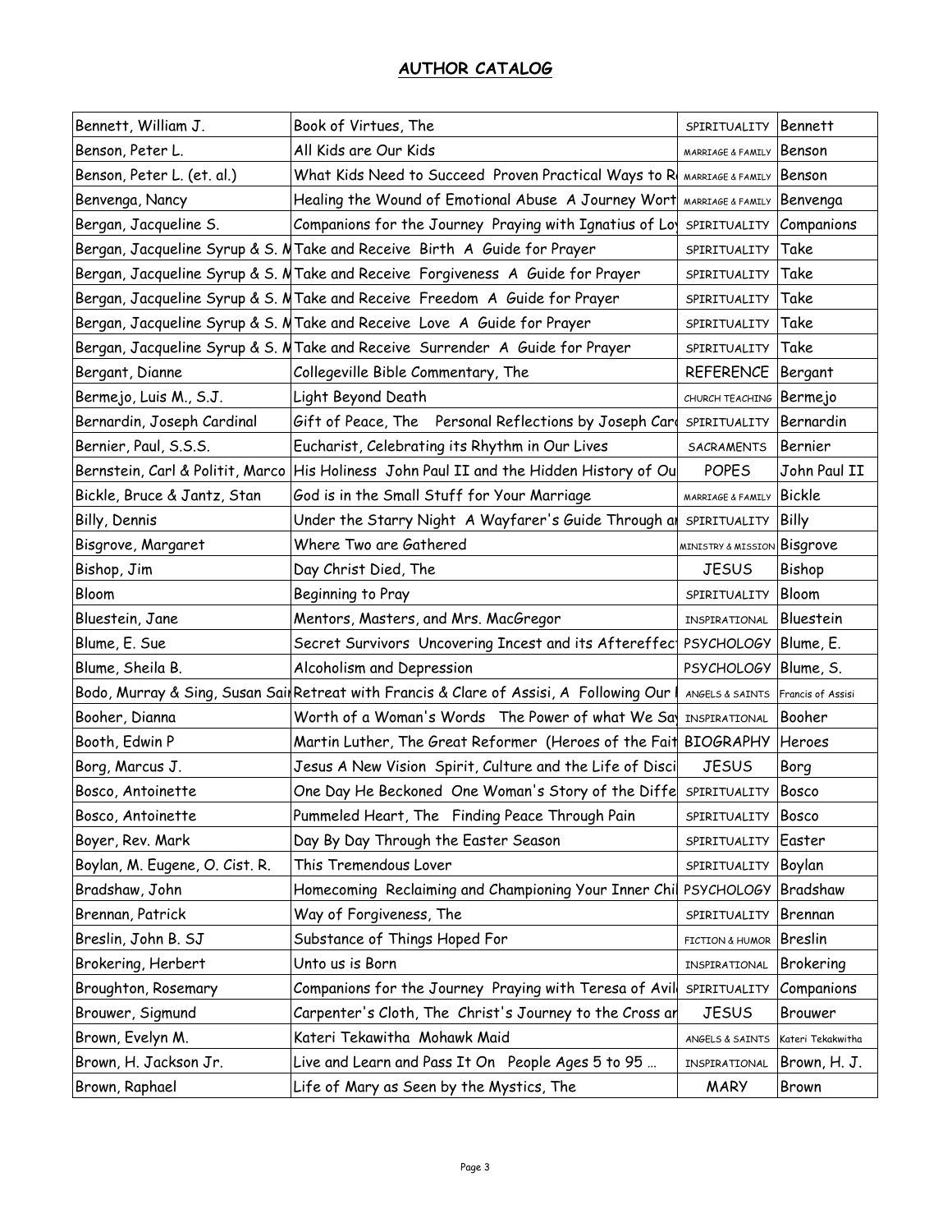## AUTHOR CATALOG

| | | | |
|---|---|---|---|
| Bennett, William J. | Book of Virtues, The | SPIRITUALITY | Bennett |
| Benson, Peter L. | All Kids are Our Kids | MARRIAGE & FAMILY | Benson |
| Benson, Peter L. (et. al.) | What Kids Need to Succeed Proven Practical Ways to R | MARRIAGE & FAMILY | Benson |
| Benvenga, Nancy | Healing the Wound of Emotional Abuse A Journey Wort | MARRIAGE & FAMILY | Benvenga |
| Bergan, Jacqueline S. | Companions for the Journey Praying with Ignatius of Lo | SPIRITUALITY | Companions |
| Bergan, Jacqueline Syrup & S. M | Take and Receive Birth A Guide for Prayer | SPIRITUALITY | Take |
| Bergan, Jacqueline Syrup & S. M | Take and Receive Forgiveness A Guide for Prayer | SPIRITUALITY | Take |
| Bergan, Jacqueline Syrup & S. M | Take and Receive Freedom A Guide for Prayer | SPIRITUALITY | Take |
| Bergan, Jacqueline Syrup & S. M | Take and Receive Love A Guide for Prayer | SPIRITUALITY | Take |
| Bergan, Jacqueline Syrup & S. M | Take and Receive Surrender A Guide for Prayer | SPIRITUALITY | Take |
| Bergant, Dianne | Collegeville Bible Commentary, The | REFERENCE | Bergant |
| Bermejo, Luis M., S.J. | Light Beyond Death | CHURCH TEACHING | Bermejo |
| Bernardin, Joseph Cardinal | Gift of Peace, The Personal Reflections by Joseph Car | SPIRITUALITY | Bernardin |
| Bernier, Paul, S.S.S. | Eucharist, Celebrating its Rhythm in Our Lives | SACRAMENTS | Bernier |
| Bernstein, Carl & Politit, Marco | His Holiness John Paul II and the Hidden History of Ou | POPES | John Paul II |
| Bickle, Bruce & Jantz, Stan | God is in the Small Stuff for Your Marriage | MARRIAGE & FAMILY | Bickle |
| Billy, Dennis | Under the Starry Night A Wayfarer's Guide Through a | SPIRITUALITY | Billy |
| Bisgrove, Margaret | Where Two are Gathered | MINISTRY & MISSION | Bisgrove |
| Bishop, Jim | Day Christ Died, The | JESUS | Bishop |
| Bloom | Beginning to Pray | SPIRITUALITY | Bloom |
| Bluestein, Jane | Mentors, Masters, and Mrs. MacGregor | INSPIRATIONAL | Bluestein |
| Blume, E. Sue | Secret Survivors Uncovering Incest and its Aftereffec | PSYCHOLOGY | Blume, E. |
| Blume, Sheila B. | Alcoholism and Depression | PSYCHOLOGY | Blume, S. |
| Bodo, Murray & Sing, Susan Sai | Retreat with Francis & Clare of Assisi, A Following Our | ANGELS & SAINTS | Francis of Assisi |
| Booher, Dianna | Worth of a Woman's Words The Power of what We Sa | INSPIRATIONAL | Booher |
| Booth, Edwin P | Martin Luther, The Great Reformer (Heroes of the Fait | BIOGRAPHY | Heroes |
| Borg, Marcus J. | Jesus A New Vision Spirit, Culture and the Life of Disci | JESUS | Borg |
| Bosco, Antoinette | One Day He Beckoned One Woman's Story of the Diffe | SPIRITUALITY | Bosco |
| Bosco, Antoinette | Pummeled Heart, The Finding Peace Through Pain | SPIRITUALITY | Bosco |
| Boyer, Rev. Mark | Day By Day Through the Easter Season | SPIRITUALITY | Easter |
| Boylan, M. Eugene, O. Cist. R. | This Tremendous Lover | SPIRITUALITY | Boylan |
| Bradshaw, John | Homecoming Reclaiming and Championing Your Inner Chi | PSYCHOLOGY | Bradshaw |
| Brennan, Patrick | Way of Forgiveness, The | SPIRITUALITY | Brennan |
| Breslin, John B. SJ | Substance of Things Hoped For | FICTION & HUMOR | Breslin |
| Brokering, Herbert | Unto us is Born | INSPIRATIONAL | Brokering |
| Broughton, Rosemary | Companions for the Journey Praying with Teresa of Avil | SPIRITUALITY | Companions |
| Brouwer, Sigmund | Carpenter's Cloth, The Christ's Journey to the Cross ar | JESUS | Brouwer |
| Brown, Evelyn M. | Kateri Tekawitha Mohawk Maid | ANGELS & SAINTS | Kateri Tekakwitha |
| Brown, H. Jackson Jr. | Live and Learn and Pass It On People Ages 5 to 95 ... | INSPIRATIONAL | Brown, H. J. |
| Brown, Raphael | Life of Mary as Seen by the Mystics, The | MARY | Brown |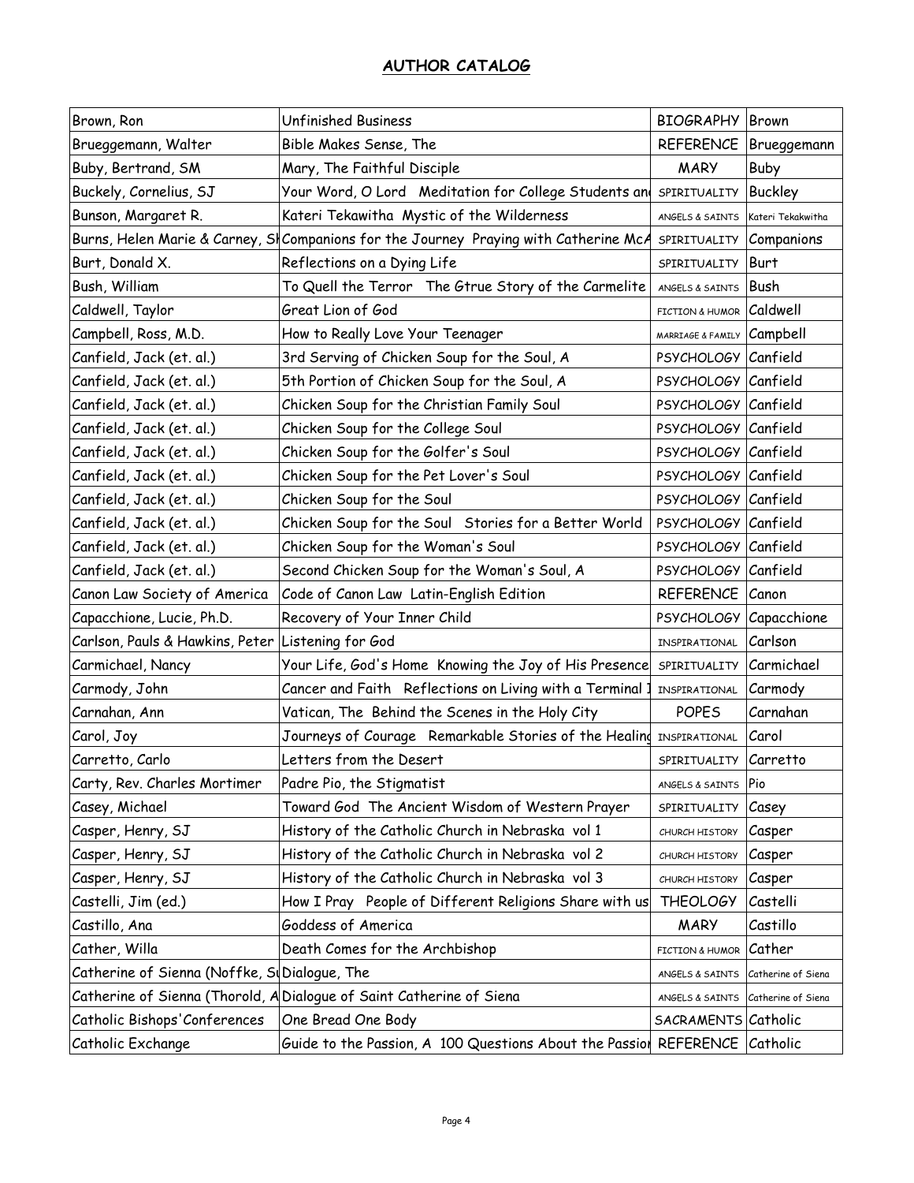## AUTHOR CATALOG

| | | | |
|---|---|---|---|
| Brown, Ron | Unfinished Business | BIOGRAPHY | Brown |
| Brueggemann, Walter | Bible Makes Sense, The | REFERENCE | Brueggemann |
| Buby, Bertrand, SM | Mary, The Faithful Disciple | MARY | Buby |
| Buckely, Cornelius, SJ | Your Word, O Lord Meditation for College Students and | SPIRITUALITY | Buckley |
| Bunson, Margaret R. | Kateri Tekawitha Mystic of the Wilderness | ANGELS & SAINTS | Kateri Tekakwitha |
| Burns, Helen Marie & Carney, Sh | Companions for the Journey Praying with Catherine McA | SPIRITUALITY | Companions |
| Burt, Donald X. | Reflections on a Dying Life | SPIRITUALITY | Burt |
| Bush, William | To Quell the Terror The Gtrue Story of the Carmelite | ANGELS & SAINTS | Bush |
| Caldwell, Taylor | Great Lion of God | FICTION & HUMOR | Caldwell |
| Campbell, Ross, M.D. | How to Really Love Your Teenager | MARRIAGE & FAMILY | Campbell |
| Canfield, Jack (et. al.) | 3rd Serving of Chicken Soup for the Soul, A | PSYCHOLOGY | Canfield |
| Canfield, Jack (et. al.) | 5th Portion of Chicken Soup for the Soul, A | PSYCHOLOGY | Canfield |
| Canfield, Jack (et. al.) | Chicken Soup for the Christian Family Soul | PSYCHOLOGY | Canfield |
| Canfield, Jack (et. al.) | Chicken Soup for the College Soul | PSYCHOLOGY | Canfield |
| Canfield, Jack (et. al.) | Chicken Soup for the Golfer's Soul | PSYCHOLOGY | Canfield |
| Canfield, Jack (et. al.) | Chicken Soup for the Pet Lover's Soul | PSYCHOLOGY | Canfield |
| Canfield, Jack (et. al.) | Chicken Soup for the Soul | PSYCHOLOGY | Canfield |
| Canfield, Jack (et. al.) | Chicken Soup for the Soul Stories for a Better World | PSYCHOLOGY | Canfield |
| Canfield, Jack (et. al.) | Chicken Soup for the Woman's Soul | PSYCHOLOGY | Canfield |
| Canfield, Jack (et. al.) | Second Chicken Soup for the Woman's Soul, A | PSYCHOLOGY | Canfield |
| Canon Law Society of America | Code of Canon Law Latin-English Edition | REFERENCE | Canon |
| Capacchione, Lucie, Ph.D. | Recovery of Your Inner Child | PSYCHOLOGY | Capacchione |
| Carlson, Pauls & Hawkins, Peter | Listening for God | INSPIRATIONAL | Carlson |
| Carmichael, Nancy | Your Life, God's Home Knowing the Joy of His Presence | SPIRITUALITY | Carmichael |
| Carmody, John | Cancer and Faith Reflections on Living with a Terminal I | INSPIRATIONAL | Carmody |
| Carnahan, Ann | Vatican, The Behind the Scenes in the Holy City | POPES | Carnahan |
| Carol, Joy | Journeys of Courage Remarkable Stories of the Healing | INSPIRATIONAL | Carol |
| Carretto, Carlo | Letters from the Desert | SPIRITUALITY | Carretto |
| Carty, Rev. Charles Mortimer | Padre Pio, the Stigmatist | ANGELS & SAINTS | Pio |
| Casey, Michael | Toward God The Ancient Wisdom of Western Prayer | SPIRITUALITY | Casey |
| Casper, Henry, SJ | History of the Catholic Church in Nebraska vol 1 | CHURCH HISTORY | Casper |
| Casper, Henry, SJ | History of the Catholic Church in Nebraska vol 2 | CHURCH HISTORY | Casper |
| Casper, Henry, SJ | History of the Catholic Church in Nebraska vol 3 | CHURCH HISTORY | Casper |
| Castelli, Jim (ed.) | How I Pray People of Different Religions Share with us | THEOLOGY | Castelli |
| Castillo, Ana | Goddess of America | MARY | Castillo |
| Cather, Willa | Death Comes for the Archbishop | FICTION & HUMOR | Cather |
| Catherine of Sienna (Noffke, Su | Dialogue, The | ANGELS & SAINTS | Catherine of Siena |
| Catherine of Sienna (Thorold, A | Dialogue of Saint Catherine of Siena | ANGELS & SAINTS | Catherine of Siena |
| Catholic Bishops'Conferences | One Bread One Body | SACRAMENTS | Catholic |
| Catholic Exchange | Guide to the Passion, A 100 Questions About the Passion | REFERENCE | Catholic |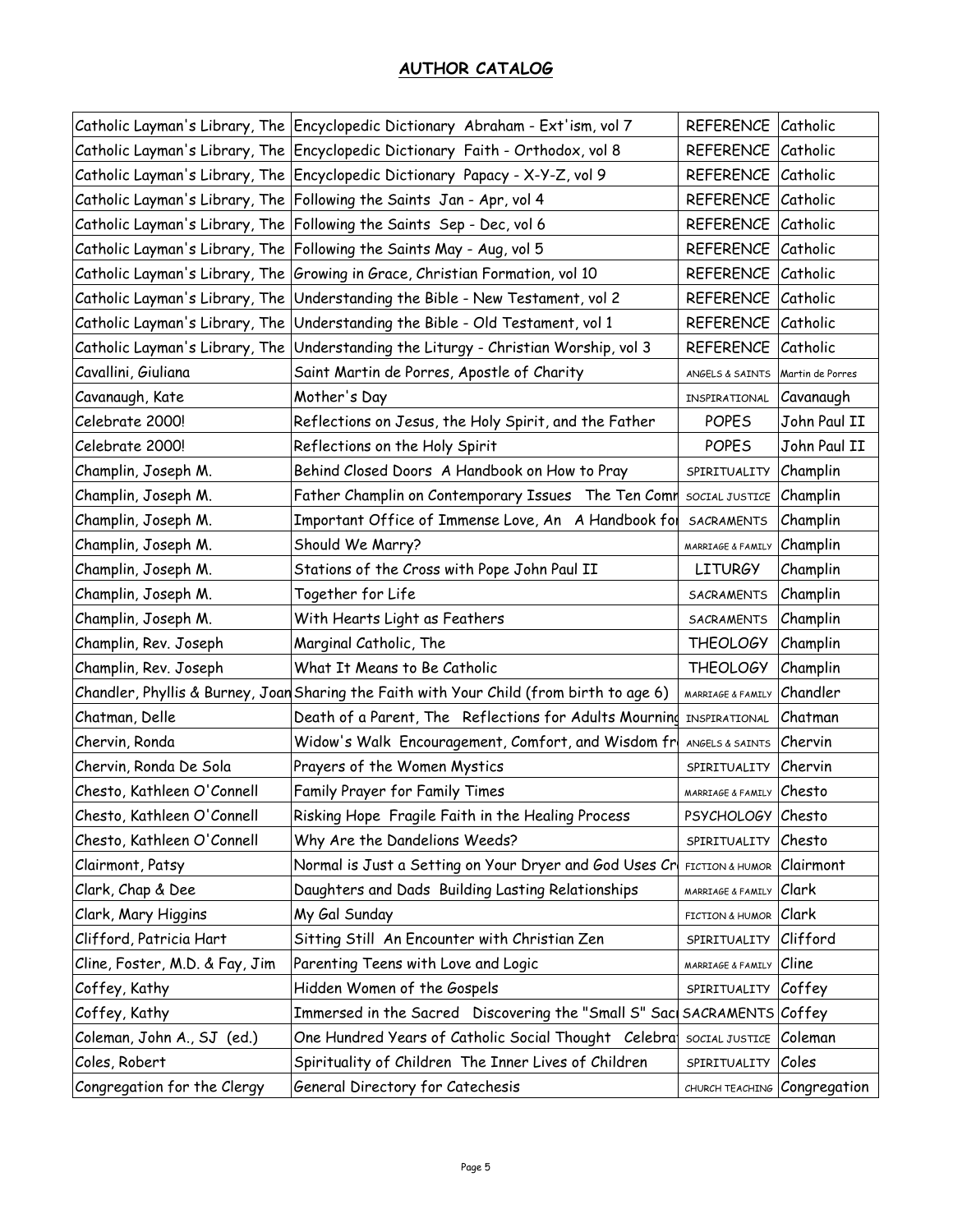## ***AUTHOR CATALOG***

| | | | |
|---|---|---|---|
| Catholic Layman's Library, The | Encyclopedic Dictionary Abraham - Ext'ism, vol 7 | REFERENCE | Catholic |
| Catholic Layman's Library, The | Encyclopedic Dictionary Faith - Orthodox, vol 8 | REFERENCE | Catholic |
| Catholic Layman's Library, The | Encyclopedic Dictionary Papacy - X-Y-Z, vol 9 | REFERENCE | Catholic |
| Catholic Layman's Library, The | Following the Saints Jan - Apr, vol 4 | REFERENCE | Catholic |
| Catholic Layman's Library, The | Following the Saints Sep - Dec, vol 6 | REFERENCE | Catholic |
| Catholic Layman's Library, The | Following the Saints May - Aug, vol 5 | REFERENCE | Catholic |
| Catholic Layman's Library, The | Growing in Grace, Christian Formation, vol 10 | REFERENCE | Catholic |
| Catholic Layman's Library, The | Understanding the Bible - New Testament, vol 2 | REFERENCE | Catholic |
| Catholic Layman's Library, The | Understanding the Bible - Old Testament, vol 1 | REFERENCE | Catholic |
| Catholic Layman's Library, The | Understanding the Liturgy - Christian Worship, vol 3 | REFERENCE | Catholic |
| Cavallini, Giuliana | Saint Martin de Porres, Apostle of Charity | ANGELS & SAINTS | Martin de Porres |
| Cavanaugh, Kate | Mother's Day | INSPIRATIONAL | Cavanaugh |
| Celebrate 2000! | Reflections on Jesus, the Holy Spirit, and the Father | POPES | John Paul II |
| Celebrate 2000! | Reflections on the Holy Spirit | POPES | John Paul II |
| Champlin, Joseph M. | Behind Closed Doors A Handbook on How to Pray | SPIRITUALITY | Champlin |
| Champlin, Joseph M. | Father Champlin on Contemporary Issues The Ten Comm | SOCIAL JUSTICE | Champlin |
| Champlin, Joseph M. | Important Office of Immense Love, An A Handbook fo | SACRAMENTS | Champlin |
| Champlin, Joseph M. | Should We Marry? | MARRIAGE & FAMILY | Champlin |
| Champlin, Joseph M. | Stations of the Cross with Pope John Paul II | LITURGY | Champlin |
| Champlin, Joseph M. | Together for Life | SACRAMENTS | Champlin |
| Champlin, Joseph M. | With Hearts Light as Feathers | SACRAMENTS | Champlin |
| Champlin, Rev. Joseph | Marginal Catholic, The | THEOLOGY | Champlin |
| Champlin, Rev. Joseph | What It Means to Be Catholic | THEOLOGY | Champlin |
| Chandler, Phyllis & Burney, Joan | Sharing the Faith with Your Child (from birth to age 6) | MARRIAGE & FAMILY | Chandler |
| Chatman, Delle | Death of a Parent, The Reflections for Adults Mourning | INSPIRATIONAL | Chatman |
| Chervin, Ronda | Widow's Walk Encouragement, Comfort, and Wisdom fr | ANGELS & SAINTS | Chervin |
| Chervin, Ronda De Sola | Prayers of the Women Mystics | SPIRITUALITY | Chervin |
| Chesto, Kathleen O'Connell | Family Prayer for Family Times | MARRIAGE & FAMILY | Chesto |
| Chesto, Kathleen O'Connell | Risking Hope Fragile Faith in the Healing Process | PSYCHOLOGY | Chesto |
| Chesto, Kathleen O'Connell | Why Are the Dandelions Weeds? | SPIRITUALITY | Chesto |
| Clairmont, Patsy | Normal is Just a Setting on Your Dryer and God Uses Cr | FICTION & HUMOR | Clairmont |
| Clark, Chap & Dee | Daughters and Dads Building Lasting Relationships | MARRIAGE & FAMILY | Clark |
| Clark, Mary Higgins | My Gal Sunday | FICTION & HUMOR | Clark |
| Clifford, Patricia Hart | Sitting Still An Encounter with Christian Zen | SPIRITUALITY | Clifford |
| Cline, Foster, M.D. & Fay, Jim | Parenting Teens with Love and Logic | MARRIAGE & FAMILY | Cline |
| Coffey, Kathy | Hidden Women of the Gospels | SPIRITUALITY | Coffey |
| Coffey, Kathy | Immersed in the Sacred Discovering the "Small S" Sac | SACRAMENTS | Coffey |
| Coleman, John A., SJ (ed.) | One Hundred Years of Catholic Social Thought Celebra | SOCIAL JUSTICE | Coleman |
| Coles, Robert | Spirituality of Children The Inner Lives of Children | SPIRITUALITY | Coles |
| Congregation for the Clergy | General Directory for Catechesis | CHURCH TEACHING | Congregation |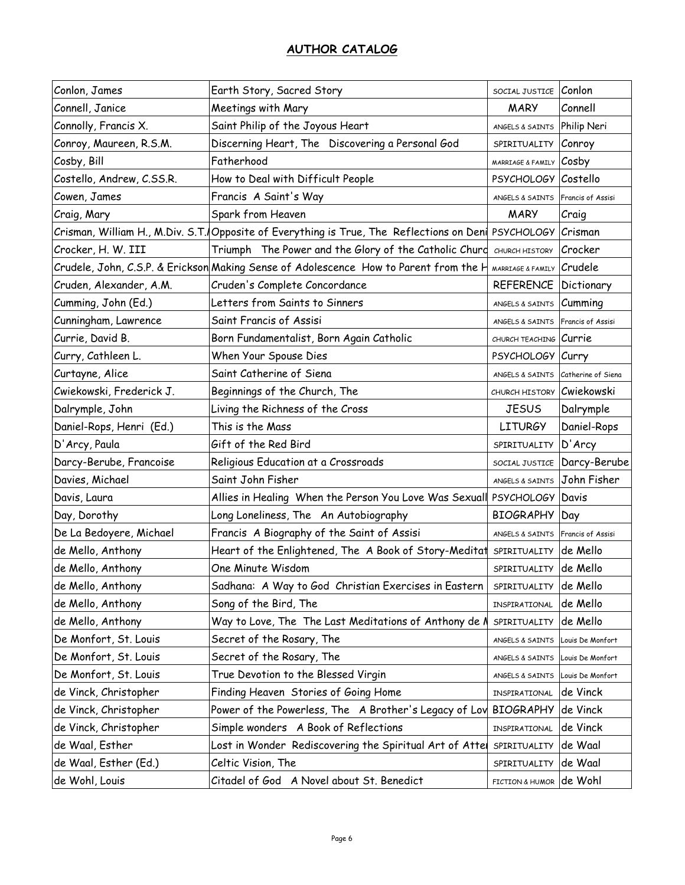## AUTHOR CATALOG

| | | | |
|---|---|---|---|
| Conlon, James | Earth Story, Sacred Story | SOCIAL JUSTICE | Conlon |
| Connell, Janice | Meetings with Mary | MARY | Connell |
| Connolly, Francis X. | Saint Philip of the Joyous Heart | ANGELS & SAINTS | Philip Neri |
| Conroy, Maureen, R.S.M. | Discerning Heart, The Discovering a Personal God | SPIRITUALITY | Conroy |
| Cosby, Bill | Fatherhood | MARRIAGE & FAMILY | Cosby |
| Costello, Andrew, C.SS.R. | How to Deal with Difficult People | PSYCHOLOGY | Costello |
| Cowen, James | Francis A Saint's Way | ANGELS & SAINTS | Francis of Assisi |
| Craig, Mary | Spark from Heaven | MARY | Craig |
| Crisman, William H., M.Div. S.T. | Opposite of Everything is True, The Reflections on Deni | PSYCHOLOGY | Crisman |
| Crocker, H. W. III | Triumph The Power and the Glory of the Catholic Churc | CHURCH HISTORY | Crocker |
| Crudele, John, C.S.P. & Erickson | Making Sense of Adolescence How to Parent from the H | MARRIAGE & FAMILY | Crudele |
| Cruden, Alexander, A.M. | Cruden's Complete Concordance | REFERENCE | Dictionary |
| Cumming, John (Ed.) | Letters from Saints to Sinners | ANGELS & SAINTS | Cumming |
| Cunningham, Lawrence | Saint Francis of Assisi | ANGELS & SAINTS | Francis of Assisi |
| Currie, David B. | Born Fundamentalist, Born Again Catholic | CHURCH TEACHING | Currie |
| Curry, Cathleen L. | When Your Spouse Dies | PSYCHOLOGY | Curry |
| Curtayne, Alice | Saint Catherine of Siena | ANGELS & SAINTS | Catherine of Siena |
| Cwiekowski, Frederick J. | Beginnings of the Church, The | CHURCH HISTORY | Cwiekowski |
| Dalrymple, John | Living the Richness of the Cross | JESUS | Dalrymple |
| Daniel-Rops, Henri (Ed.) | This is the Mass | LITURGY | Daniel-Rops |
| D'Arcy, Paula | Gift of the Red Bird | SPIRITUALITY | D'Arcy |
| Darcy-Berube, Francoise | Religious Education at a Crossroads | SOCIAL JUSTICE | Darcy-Berube |
| Davies, Michael | Saint John Fisher | ANGELS & SAINTS | John Fisher |
| Davis, Laura | Allies in Healing When the Person You Love Was Sexuall | PSYCHOLOGY | Davis |
| Day, Dorothy | Long Loneliness, The An Autobiography | BIOGRAPHY | Day |
| De La Bedoyere, Michael | Francis A Biography of the Saint of Assisi | ANGELS & SAINTS | Francis of Assisi |
| de Mello, Anthony | Heart of the Enlightened, The A Book of Story-Meditat | SPIRITUALITY | de Mello |
| de Mello, Anthony | One Minute Wisdom | SPIRITUALITY | de Mello |
| de Mello, Anthony | Sadhana: A Way to God Christian Exercises in Eastern | SPIRITUALITY | de Mello |
| de Mello, Anthony | Song of the Bird, The | INSPIRATIONAL | de Mello |
| de Mello, Anthony | Way to Love, The The Last Meditations of Anthony de M | SPIRITUALITY | de Mello |
| De Monfort, St. Louis | Secret of the Rosary, The | ANGELS & SAINTS | Louis De Monfort |
| De Monfort, St. Louis | Secret of the Rosary, The | ANGELS & SAINTS | Louis De Monfort |
| De Monfort, St. Louis | True Devotion to the Blessed Virgin | ANGELS & SAINTS | Louis De Monfort |
| de Vinck, Christopher | Finding Heaven Stories of Going Home | INSPIRATIONAL | de Vinck |
| de Vinck, Christopher | Power of the Powerless, The A Brother's Legacy of Lov | BIOGRAPHY | de Vinck |
| de Vinck, Christopher | Simple wonders A Book of Reflections | INSPIRATIONAL | de Vinck |
| de Waal, Esther | Lost in Wonder Rediscovering the Spiritual Art of Atte | SPIRITUALITY | de Waal |
| de Waal, Esther (Ed.) | Celtic Vision, The | SPIRITUALITY | de Waal |
| de Wohl, Louis | Citadel of God A Novel about St. Benedict | FICTION & HUMOR | de Wohl |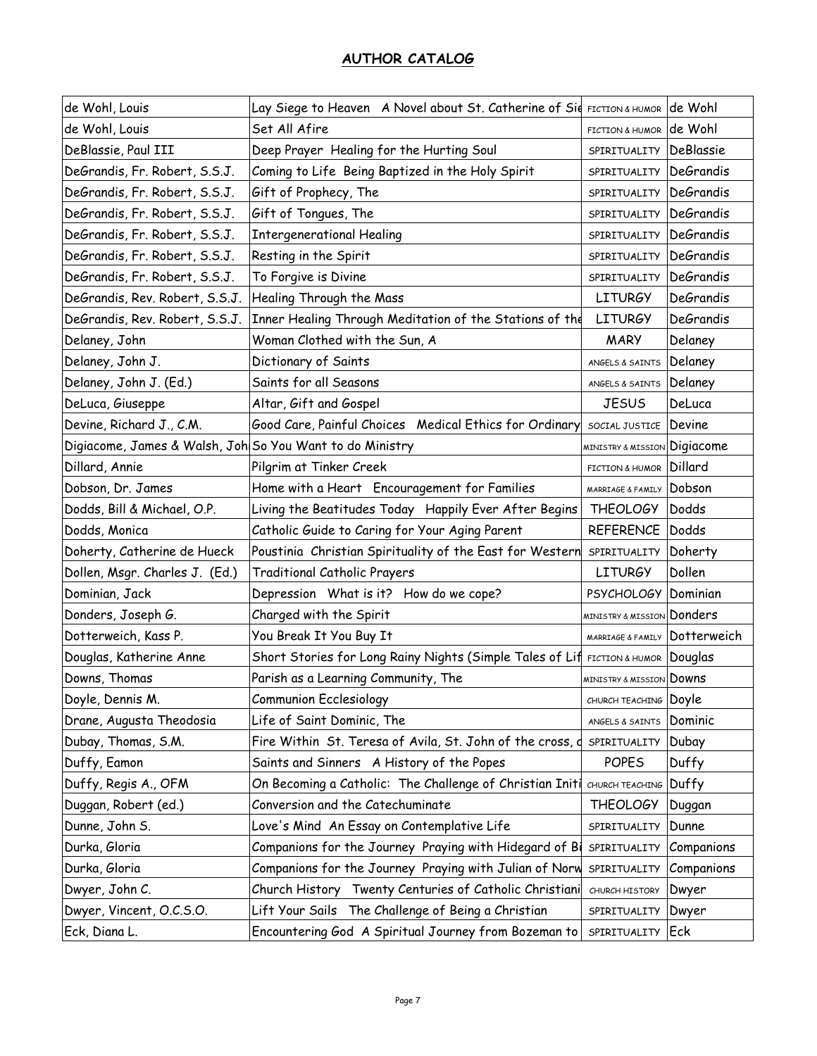## AUTHOR CATALOG

| | | | |
|---|---|---|---|
| de Wohl, Louis | Lay Siege to Heaven A Novel about St. Catherine of Sie | FICTION & HUMOR | de Wohl |
| de Wohl, Louis | Set All Afire | FICTION & HUMOR | de Wohl |
| DeBlassie, Paul III | Deep Prayer Healing for the Hurting Soul | SPIRITUALITY | DeBlassie |
| DeGrandis, Fr. Robert, S.S.J. | Coming to Life Being Baptized in the Holy Spirit | SPIRITUALITY | DeGrandis |
| DeGrandis, Fr. Robert, S.S.J. | Gift of Prophecy, The | SPIRITUALITY | DeGrandis |
| DeGrandis, Fr. Robert, S.S.J. | Gift of Tongues, The | SPIRITUALITY | DeGrandis |
| DeGrandis, Fr. Robert, S.S.J. | Intergenerational Healing | SPIRITUALITY | DeGrandis |
| DeGrandis, Fr. Robert, S.S.J. | Resting in the Spirit | SPIRITUALITY | DeGrandis |
| DeGrandis, Fr. Robert, S.S.J. | To Forgive is Divine | SPIRITUALITY | DeGrandis |
| DeGrandis, Rev. Robert, S.S.J. | Healing Through the Mass | LITURGY | DeGrandis |
| DeGrandis, Rev. Robert, S.S.J. | Inner Healing Through Meditation of the Stations of the | LITURGY | DeGrandis |
| Delaney, John | Woman Clothed with the Sun, A | MARY | Delaney |
| Delaney, John J. | Dictionary of Saints | ANGELS & SAINTS | Delaney |
| Delaney, John J. (Ed.) | Saints for all Seasons | ANGELS & SAINTS | Delaney |
| DeLuca, Giuseppe | Altar, Gift and Gospel | JESUS | DeLuca |
| Devine, Richard J., C.M. | Good Care, Painful Choices Medical Ethics for Ordinary | SOCIAL JUSTICE | Devine |
| Digiacome, James & Walsh, Joh | So You Want to do Ministry | MINISTRY & MISSION | Digiacome |
| Dillard, Annie | Pilgrim at Tinker Creek | FICTION & HUMOR | Dillard |
| Dobson, Dr. James | Home with a Heart Encouragement for Families | MARRIAGE & FAMILY | Dobson |
| Dodds, Bill & Michael, O.P. | Living the Beatitudes Today Happily Ever After Begins | THEOLOGY | Dodds |
| Dodds, Monica | Catholic Guide to Caring for Your Aging Parent | REFERENCE | Dodds |
| Doherty, Catherine de Hueck | Poustinia Christian Spirituality of the East for Western | SPIRITUALITY | Doherty |
| Dollen, Msgr. Charles J. (Ed.) | Traditional Catholic Prayers | LITURGY | Dollen |
| Dominian, Jack | Depression What is it? How do we cope? | PSYCHOLOGY | Dominian |
| Donders, Joseph G. | Charged with the Spirit | MINISTRY & MISSION | Donders |
| Dotterweich, Kass P. | You Break It You Buy It | MARRIAGE & FAMILY | Dotterweich |
| Douglas, Katherine Anne | Short Stories for Long Rainy Nights (Simple Tales of Lif | FICTION & HUMOR | Douglas |
| Downs, Thomas | Parish as a Learning Community, The | MINISTRY & MISSION | Downs |
| Doyle, Dennis M. | Communion Ecclesiology | CHURCH TEACHING | Doyle |
| Drane, Augusta Theodosia | Life of Saint Dominic, The | ANGELS & SAINTS | Dominic |
| Dubay, Thomas, S.M. | Fire Within St. Teresa of Avila, St. John of the cross, a | SPIRITUALITY | Dubay |
| Duffy, Eamon | Saints and Sinners A History of the Popes | POPES | Duffy |
| Duffy, Regis A., OFM | On Becoming a Catholic: The Challenge of Christian Initi | CHURCH TEACHING | Duffy |
| Duggan, Robert (ed.) | Conversion and the Catechuminate | THEOLOGY | Duggan |
| Dunne, John S. | Love's Mind An Essay on Contemplative Life | SPIRITUALITY | Dunne |
| Durka, Gloria | Companions for the Journey Praying with Hidegard of Bi | SPIRITUALITY | Companions |
| Durka, Gloria | Companions for the Journey Praying with Julian of Norw | SPIRITUALITY | Companions |
| Dwyer, John C. | Church History Twenty Centuries of Catholic Christiani | CHURCH HISTORY | Dwyer |
| Dwyer, Vincent, O.C.S.O. | Lift Your Sails The Challenge of Being a Christian | SPIRITUALITY | Dwyer |
| Eck, Diana L. | Encountering God A Spiritual Journey from Bozeman to | SPIRITUALITY | Eck |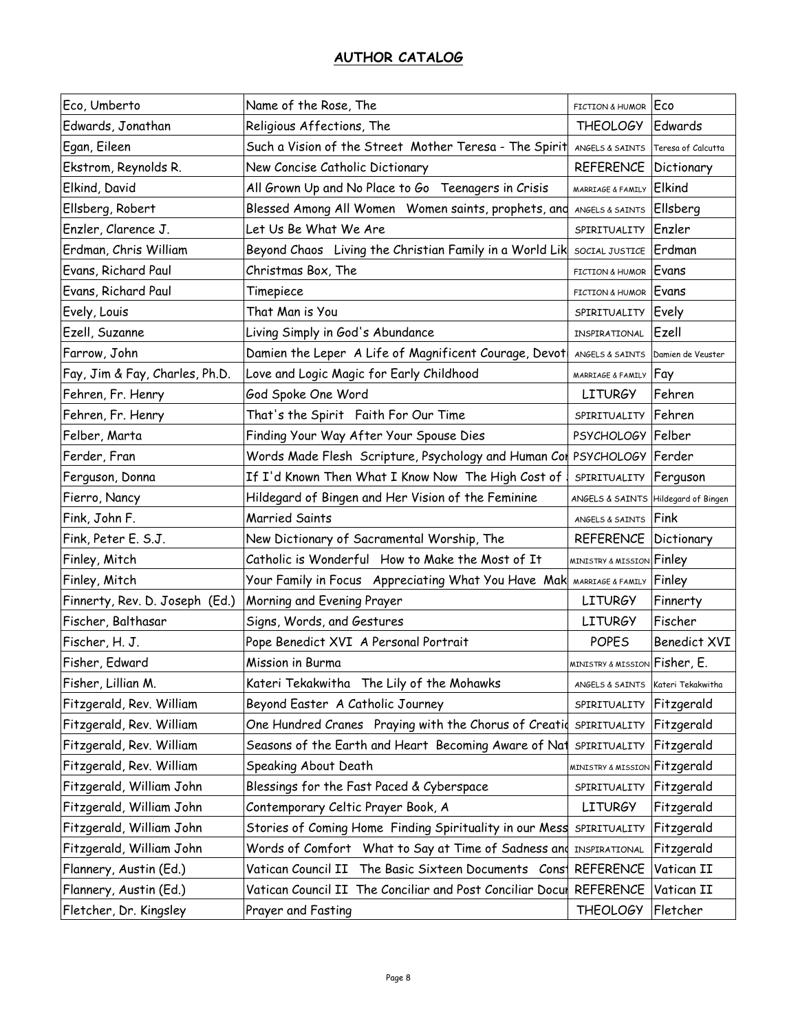## AUTHOR CATALOG

| | | | |
|---|---|---|---|
| Eco, Umberto | Name of the Rose, The | FICTION & HUMOR | Eco |
| Edwards, Jonathan | Religious Affections, The | THEOLOGY | Edwards |
| Egan, Eileen | Such a Vision of the Street Mother Teresa - The Spirit | ANGELS & SAINTS | Teresa of Calcutta |
| Ekstrom, Reynolds R. | New Concise Catholic Dictionary | REFERENCE | Dictionary |
| Elkind, David | All Grown Up and No Place to Go Teenagers in Crisis | MARRIAGE & FAMILY | Elkind |
| Ellsberg, Robert | Blessed Among All Women Women saints, prophets, and | ANGELS & SAINTS | Ellsberg |
| Enzler, Clarence J. | Let Us Be What We Are | SPIRITUALITY | Enzler |
| Erdman, Chris William | Beyond Chaos Living the Christian Family in a World Lik | SOCIAL JUSTICE | Erdman |
| Evans, Richard Paul | Christmas Box, The | FICTION & HUMOR | Evans |
| Evans, Richard Paul | Timepiece | FICTION & HUMOR | Evans |
| Evely, Louis | That Man is You | SPIRITUALITY | Evely |
| Ezell, Suzanne | Living Simply in God's Abundance | INSPIRATIONAL | Ezell |
| Farrow, John | Damien the Leper A Life of Magnificent Courage, Devot | ANGELS & SAINTS | Damien de Veuster |
| Fay, Jim & Fay, Charles, Ph.D. | Love and Logic Magic for Early Childhood | MARRIAGE & FAMILY | Fay |
| Fehren, Fr. Henry | God Spoke One Word | LITURGY | Fehren |
| Fehren, Fr. Henry | That's the Spirit Faith For Our Time | SPIRITUALITY | Fehren |
| Felber, Marta | Finding Your Way After Your Spouse Dies | PSYCHOLOGY | Felber |
| Ferder, Fran | Words Made Flesh Scripture, Psychology and Human Co | PSYCHOLOGY | Ferder |
| Ferguson, Donna | If I'd Known Then What I Know Now The High Cost of | SPIRITUALITY | Ferguson |
| Fierro, Nancy | Hildegard of Bingen and Her Vision of the Feminine | ANGELS & SAINTS | Hildegard of Bingen |
| Fink, John F. | Married Saints | ANGELS & SAINTS | Fink |
| Fink, Peter E. S.J. | New Dictionary of Sacramental Worship, The | REFERENCE | Dictionary |
| Finley, Mitch | Catholic is Wonderful How to Make the Most of It | MINISTRY & MISSION | Finley |
| Finley, Mitch | Your Family in Focus Appreciating What You Have Mak | MARRIAGE & FAMILY | Finley |
| Finnerty, Rev. D. Joseph (Ed.) | Morning and Evening Prayer | LITURGY | Finnerty |
| Fischer, Balthasar | Signs, Words, and Gestures | LITURGY | Fischer |
| Fischer, H. J. | Pope Benedict XVI A Personal Portrait | POPES | Benedict XVI |
| Fisher, Edward | Mission in Burma | MINISTRY & MISSION | Fisher, E. |
| Fisher, Lillian M. | Kateri Tekakwitha The Lily of the Mohawks | ANGELS & SAINTS | Kateri Tekakwitha |
| Fitzgerald, Rev. William | Beyond Easter A Catholic Journey | SPIRITUALITY | Fitzgerald |
| Fitzgerald, Rev. William | One Hundred Cranes Praying with the Chorus of Creatio | SPIRITUALITY | Fitzgerald |
| Fitzgerald, Rev. William | Seasons of the Earth and Heart Becoming Aware of Nat | SPIRITUALITY | Fitzgerald |
| Fitzgerald, Rev. William | Speaking About Death | MINISTRY & MISSION | Fitzgerald |
| Fitzgerald, William John | Blessings for the Fast Paced & Cyberspace | SPIRITUALITY | Fitzgerald |
| Fitzgerald, William John | Contemporary Celtic Prayer Book, A | LITURGY | Fitzgerald |
| Fitzgerald, William John | Stories of Coming Home Finding Spirituality in our Mess | SPIRITUALITY | Fitzgerald |
| Fitzgerald, William John | Words of Comfort What to Say at Time of Sadness and | INSPIRATIONAL | Fitzgerald |
| Flannery, Austin (Ed.) | Vatican Council II The Basic Sixteen Documents Cons | REFERENCE | Vatican II |
| Flannery, Austin (Ed.) | Vatican Council II The Conciliar and Post Conciliar Docu | REFERENCE | Vatican II |
| Fletcher, Dr. Kingsley | Prayer and Fasting | THEOLOGY | Fletcher |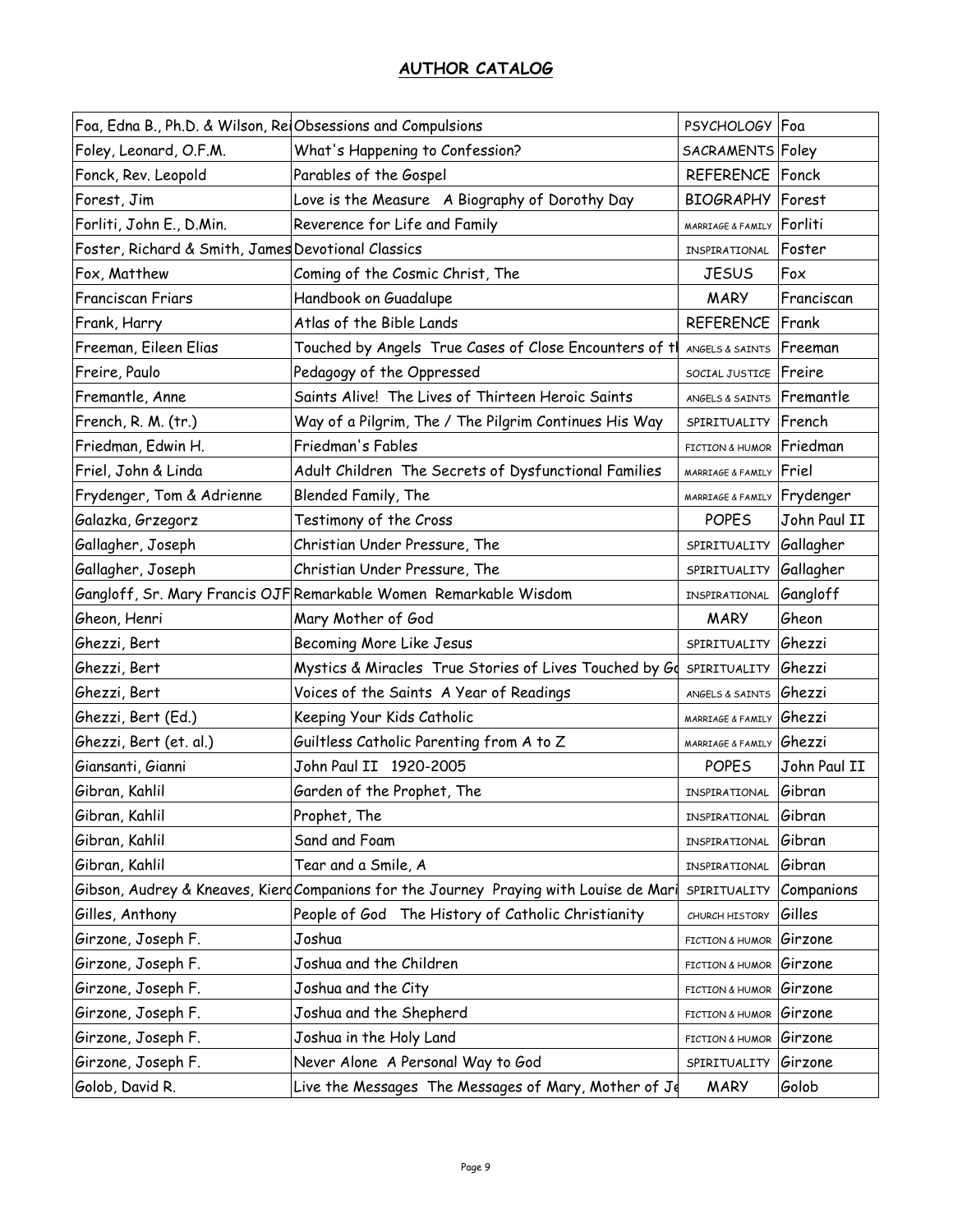## AUTHOR CATALOG

| | | | |
|---|---|---|---|
| Foa, Edna B., Ph.D. & Wilson, Rei | Obsessions and Compulsions | PSYCHOLOGY | Foa |
| Foley, Leonard, O.F.M. | What's Happening to Confession? | SACRAMENTS | Foley |
| Fonck, Rev. Leopold | Parables of the Gospel | REFERENCE | Fonck |
| Forest, Jim | Love is the Measure  A Biography of Dorothy Day | BIOGRAPHY | Forest |
| Forliti, John E., D.Min. | Reverence for Life and Family | MARRIAGE & FAMILY | Forliti |
| Foster, Richard & Smith, James | Devotional Classics | INSPIRATIONAL | Foster |
| Fox, Matthew | Coming of the Cosmic Christ, The | JESUS | Fox |
| Franciscan Friars | Handbook on Guadalupe | MARY | Franciscan |
| Frank, Harry | Atlas of the Bible Lands | REFERENCE | Frank |
| Freeman, Eileen Elias | Touched by Angels  True Cases of Close Encounters of th | ANGELS & SAINTS | Freeman |
| Freire, Paulo | Pedagogy of the Oppressed | SOCIAL JUSTICE | Freire |
| Fremantle, Anne | Saints Alive!  The Lives of Thirteen Heroic Saints | ANGELS & SAINTS | Fremantle |
| French, R. M. (tr.) | Way of a Pilgrim, The / The Pilgrim Continues His Way | SPIRITUALITY | French |
| Friedman, Edwin H. | Friedman's Fables | FICTION & HUMOR | Friedman |
| Friel, John & Linda | Adult Children  The Secrets of Dysfunctional Families | MARRIAGE & FAMILY | Friel |
| Frydenger, Tom & Adrienne | Blended Family, The | MARRIAGE & FAMILY | Frydenger |
| Galazka, Grzegorz | Testimony of the Cross | POPES | John Paul II |
| Gallagher, Joseph | Christian Under Pressure, The | SPIRITUALITY | Gallagher |
| Gallagher, Joseph | Christian Under Pressure, The | SPIRITUALITY | Gallagher |
| Gangloff, Sr. Mary Francis OJF | Remarkable Women  Remarkable Wisdom | INSPIRATIONAL | Gangloff |
| Gheon, Henri | Mary Mother of God | MARY | Gheon |
| Ghezzi, Bert | Becoming More Like Jesus | SPIRITUALITY | Ghezzi |
| Ghezzi, Bert | Mystics & Miracles  True Stories of Lives Touched by Go | SPIRITUALITY | Ghezzi |
| Ghezzi, Bert | Voices of the Saints  A Year of Readings | ANGELS & SAINTS | Ghezzi |
| Ghezzi, Bert (Ed.) | Keeping Your Kids Catholic | MARRIAGE & FAMILY | Ghezzi |
| Ghezzi, Bert (et. al.) | Guiltless Catholic Parenting from A to Z | MARRIAGE & FAMILY | Ghezzi |
| Giansanti, Gianni | John Paul II  1920-2005 | POPES | John Paul II |
| Gibran, Kahlil | Garden of the Prophet, The | INSPIRATIONAL | Gibran |
| Gibran, Kahlil | Prophet, The | INSPIRATIONAL | Gibran |
| Gibran, Kahlil | Sand and Foam | INSPIRATIONAL | Gibran |
| Gibran, Kahlil | Tear and a Smile, A | INSPIRATIONAL | Gibran |
| Gibson, Audrey & Kneaves, Kiera | Companions for the Journey  Praying with Louise de Mari | SPIRITUALITY | Companions |
| Gilles, Anthony | People of God  The History of Catholic Christianity | CHURCH HISTORY | Gilles |
| Girzone, Joseph F. | Joshua | FICTION & HUMOR | Girzone |
| Girzone, Joseph F. | Joshua and the Children | FICTION & HUMOR | Girzone |
| Girzone, Joseph F. | Joshua and the City | FICTION & HUMOR | Girzone |
| Girzone, Joseph F. | Joshua and the Shepherd | FICTION & HUMOR | Girzone |
| Girzone, Joseph F. | Joshua in the Holy Land | FICTION & HUMOR | Girzone |
| Girzone, Joseph F. | Never Alone  A Personal Way to God | SPIRITUALITY | Girzone |
| Golob, David R. | Live the Messages  The Messages of Mary, Mother of Je | MARY | Golob |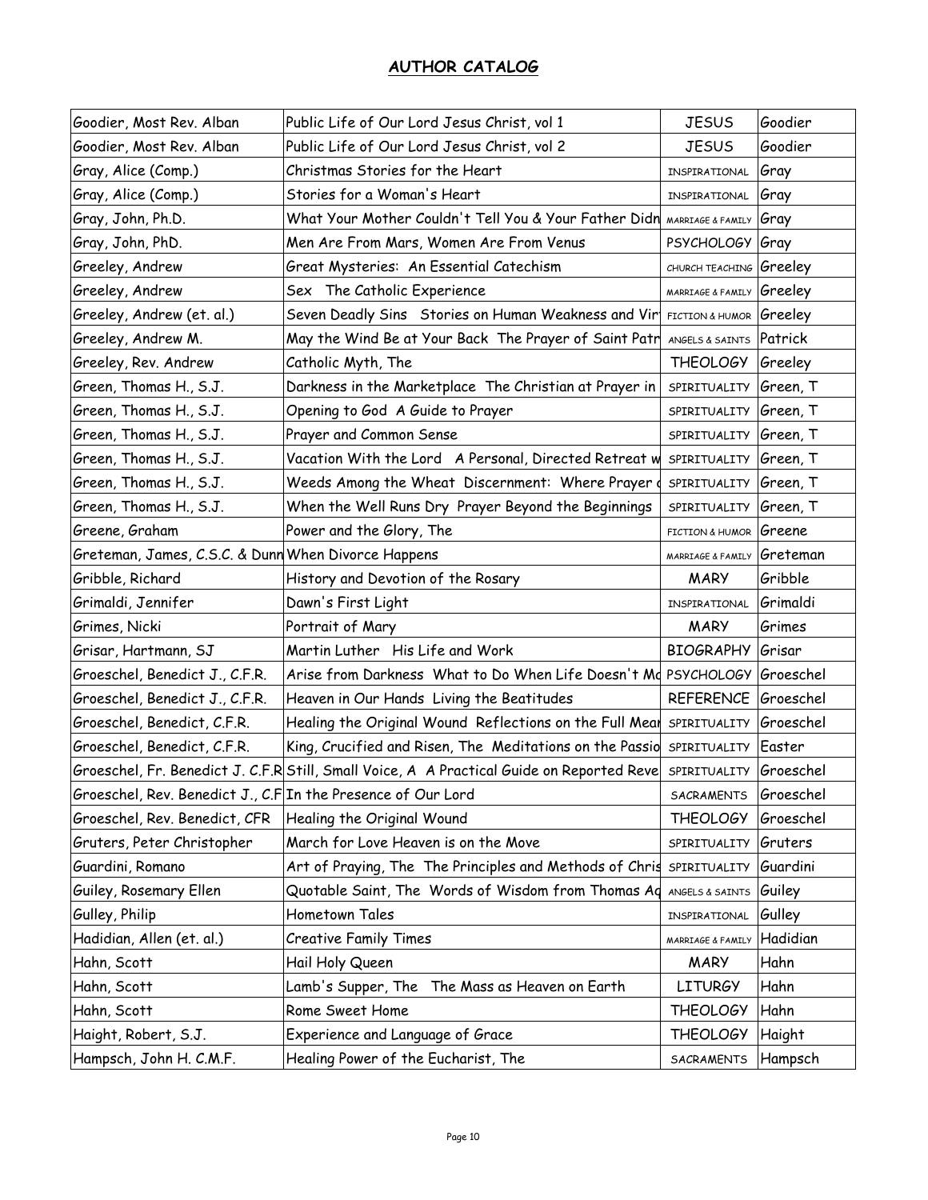## AUTHOR CATALOG

| Goodier, Most Rev. Alban | Public Life of Our Lord Jesus Christ, vol 1 | JESUS | Goodier |
|---|---|---|---|
| Goodier, Most Rev. Alban | Public Life of Our Lord Jesus Christ, vol 2 | JESUS | Goodier |
| Gray, Alice (Comp.) | Christmas Stories for the Heart | INSPIRATIONAL | Gray |
| Gray, Alice (Comp.) | Stories for a Woman's Heart | INSPIRATIONAL | Gray |
| Gray, John, Ph.D. | What Your Mother Couldn't Tell You & Your Father Didn | MARRIAGE & FAMILY | Gray |
| Gray, John, PhD. | Men Are From Mars, Women Are From Venus | PSYCHOLOGY | Gray |
| Greeley, Andrew | Great Mysteries: An Essential Catechism | CHURCH TEACHING | Greeley |
| Greeley, Andrew | Sex The Catholic Experience | MARRIAGE & FAMILY | Greeley |
| Greeley, Andrew (et. al.) | Seven Deadly Sins Stories on Human Weakness and Vir | FICTION & HUMOR | Greeley |
| Greeley, Andrew M. | May the Wind Be at Your Back The Prayer of Saint Patr | ANGELS & SAINTS | Patrick |
| Greeley, Rev. Andrew | Catholic Myth, The | THEOLOGY | Greeley |
| Green, Thomas H., S.J. | Darkness in the Marketplace The Christian at Prayer in | SPIRITUALITY | Green, T |
| Green, Thomas H., S.J. | Opening to God A Guide to Prayer | SPIRITUALITY | Green, T |
| Green, Thomas H., S.J. | Prayer and Common Sense | SPIRITUALITY | Green, T |
| Green, Thomas H., S.J. | Vacation With the Lord A Personal, Directed Retreat w | SPIRITUALITY | Green, T |
| Green, Thomas H., S.J. | Weeds Among the Wheat Discernment: Where Prayer | SPIRITUALITY | Green, T |
| Green, Thomas H., S.J. | When the Well Runs Dry Prayer Beyond the Beginnings | SPIRITUALITY | Green, T |
| Greene, Graham | Power and the Glory, The | FICTION & HUMOR | Greene |
| Greteman, James, C.S.C. & Dunn | When Divorce Happens | MARRIAGE & FAMILY | Greteman |
| Gribble, Richard | History and Devotion of the Rosary | MARY | Gribble |
| Grimaldi, Jennifer | Dawn's First Light | INSPIRATIONAL | Grimaldi |
| Grimes, Nicki | Portrait of Mary | MARY | Grimes |
| Grisar, Hartmann, SJ | Martin Luther His Life and Work | BIOGRAPHY | Grisar |
| Groeschel, Benedict J., C.F.R. | Arise from Darkness What to Do When Life Doesn't Ma | PSYCHOLOGY | Groeschel |
| Groeschel, Benedict J., C.F.R. | Heaven in Our Hands Living the Beatitudes | REFERENCE | Groeschel |
| Groeschel, Benedict, C.F.R. | Healing the Original Wound Reflections on the Full Mear | SPIRITUALITY | Groeschel |
| Groeschel, Benedict, C.F.R. | King, Crucified and Risen, The Meditations on the Passio | SPIRITUALITY | Easter |
| Groeschel, Fr. Benedict J. C.F.R | Still, Small Voice, A A Practical Guide on Reported Reve | SPIRITUALITY | Groeschel |
| Groeschel, Rev. Benedict J., C.F | In the Presence of Our Lord | SACRAMENTS | Groeschel |
| Groeschel, Rev. Benedict, CFR | Healing the Original Wound | THEOLOGY | Groeschel |
| Gruters, Peter Christopher | March for Love Heaven is on the Move | SPIRITUALITY | Gruters |
| Guardini, Romano | Art of Praying, The The Principles and Methods of Chris | SPIRITUALITY | Guardini |
| Guiley, Rosemary Ellen | Quotable Saint, The Words of Wisdom from Thomas Aq | ANGELS & SAINTS | Guiley |
| Gulley, Philip | Hometown Tales | INSPIRATIONAL | Gulley |
| Hadidian, Allen (et. al.) | Creative Family Times | MARRIAGE & FAMILY | Hadidian |
| Hahn, Scott | Hail Holy Queen | MARY | Hahn |
| Hahn, Scott | Lamb's Supper, The The Mass as Heaven on Earth | LITURGY | Hahn |
| Hahn, Scott | Rome Sweet Home | THEOLOGY | Hahn |
| Haight, Robert, S.J. | Experience and Language of Grace | THEOLOGY | Haight |
| Hampsch, John H. C.M.F. | Healing Power of the Eucharist, The | SACRAMENTS | Hampsch |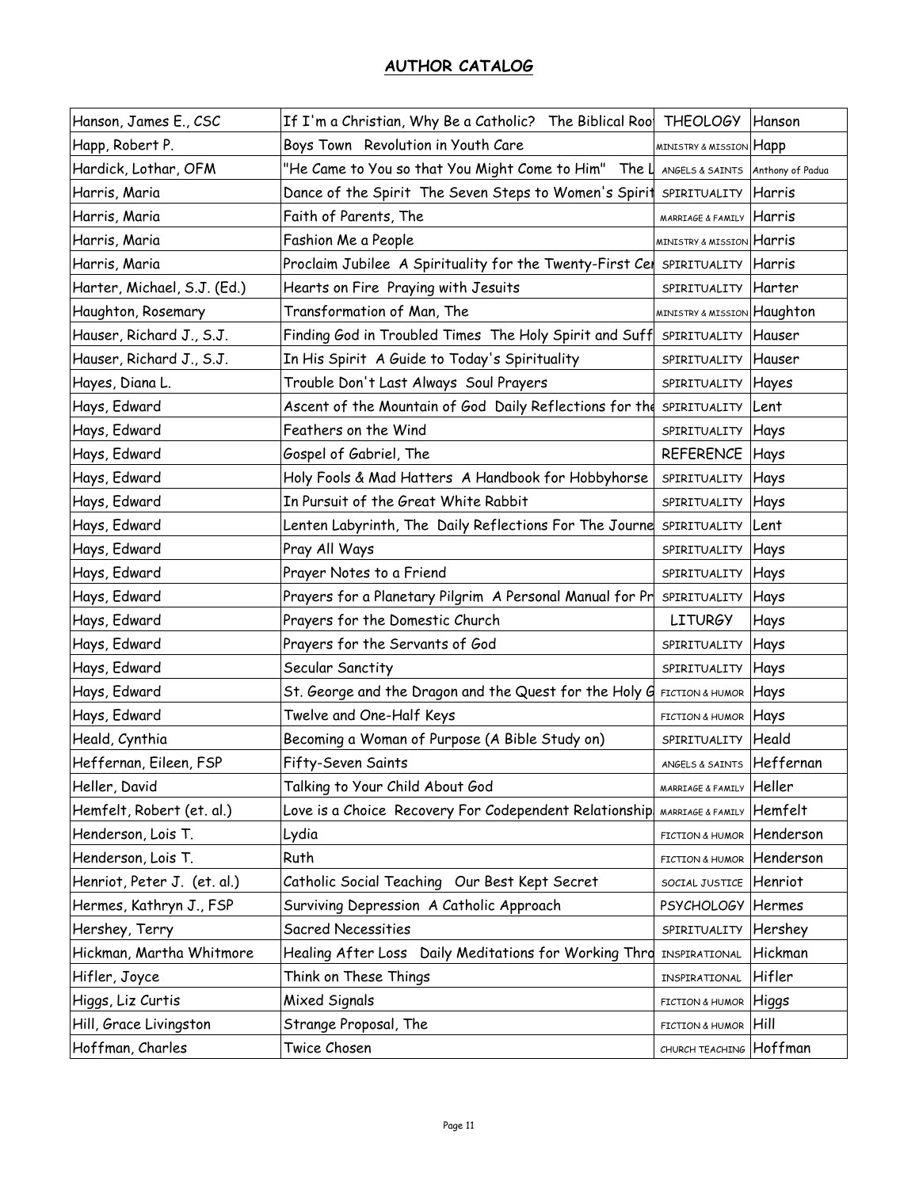## AUTHOR CATALOG

| | | | |
|---|---|---|---|
| Hanson, James E., CSC | If I'm a Christian, Why Be a Catholic? The Biblical Roo | THEOLOGY | Hanson |
| Happ, Robert P. | Boys Town Revolution in Youth Care | MINISTRY & MISSION | Happ |
| Hardick, Lothar, OFM | "He Came to You so that You Might Come to Him" The L | ANGELS & SAINTS | Anthony of Padua |
| Harris, Maria | Dance of the Spirit The Seven Steps to Women's Spirit | SPIRITUALITY | Harris |
| Harris, Maria | Faith of Parents, The | MARRIAGE & FAMILY | Harris |
| Harris, Maria | Fashion Me a People | MINISTRY & MISSION | Harris |
| Harris, Maria | Proclaim Jubilee A Spirituality for the Twenty-First Cer | SPIRITUALITY | Harris |
| Harter, Michael, S.J. (Ed.) | Hearts on Fire Praying with Jesuits | SPIRITUALITY | Harter |
| Haughton, Rosemary | Transformation of Man, The | MINISTRY & MISSION | Haughton |
| Hauser, Richard J., S.J. | Finding God in Troubled Times The Holy Spirit and Suff | SPIRITUALITY | Hauser |
| Hauser, Richard J., S.J. | In His Spirit A Guide to Today's Spirituality | SPIRITUALITY | Hauser |
| Hayes, Diana L. | Trouble Don't Last Always Soul Prayers | SPIRITUALITY | Hayes |
| Hays, Edward | Ascent of the Mountain of God Daily Reflections for the | SPIRITUALITY | Lent |
| Hays, Edward | Feathers on the Wind | SPIRITUALITY | Hays |
| Hays, Edward | Gospel of Gabriel, The | REFERENCE | Hays |
| Hays, Edward | Holy Fools & Mad Hatters A Handbook for Hobbyhorse | SPIRITUALITY | Hays |
| Hays, Edward | In Pursuit of the Great White Rabbit | SPIRITUALITY | Hays |
| Hays, Edward | Lenten Labyrinth, The Daily Reflections For The Journe | SPIRITUALITY | Lent |
| Hays, Edward | Pray All Ways | SPIRITUALITY | Hays |
| Hays, Edward | Prayer Notes to a Friend | SPIRITUALITY | Hays |
| Hays, Edward | Prayers for a Planetary Pilgrim A Personal Manual for Pr | SPIRITUALITY | Hays |
| Hays, Edward | Prayers for the Domestic Church | LITURGY | Hays |
| Hays, Edward | Prayers for the Servants of God | SPIRITUALITY | Hays |
| Hays, Edward | Secular Sanctity | SPIRITUALITY | Hays |
| Hays, Edward | St. George and the Dragon and the Quest for the Holy G | FICTION & HUMOR | Hays |
| Hays, Edward | Twelve and One-Half Keys | FICTION & HUMOR | Hays |
| Heald, Cynthia | Becoming a Woman of Purpose (A Bible Study on) | SPIRITUALITY | Heald |
| Heffernan, Eileen, FSP | Fifty-Seven Saints | ANGELS & SAINTS | Heffernan |
| Heller, David | Talking to Your Child About God | MARRIAGE & FAMILY | Heller |
| Hemfelt, Robert (et. al.) | Love is a Choice Recovery For Codependent Relationship | MARRIAGE & FAMILY | Hemfelt |
| Henderson, Lois T. | Lydia | FICTION & HUMOR | Henderson |
| Henderson, Lois T. | Ruth | FICTION & HUMOR | Henderson |
| Henriot, Peter J. (et. al.) | Catholic Social Teaching Our Best Kept Secret | SOCIAL JUSTICE | Henriot |
| Hermes, Kathryn J., FSP | Surviving Depression A Catholic Approach | PSYCHOLOGY | Hermes |
| Hershey, Terry | Sacred Necessities | SPIRITUALITY | Hershey |
| Hickman, Martha Whitmore | Healing After Loss Daily Meditations for Working Thro | INSPIRATIONAL | Hickman |
| Hifler, Joyce | Think on These Things | INSPIRATIONAL | Hifler |
| Higgs, Liz Curtis | Mixed Signals | FICTION & HUMOR | Higgs |
| Hill, Grace Livingston | Strange Proposal, The | FICTION & HUMOR | Hill |
| Hoffman, Charles | Twice Chosen | CHURCH TEACHING | Hoffman |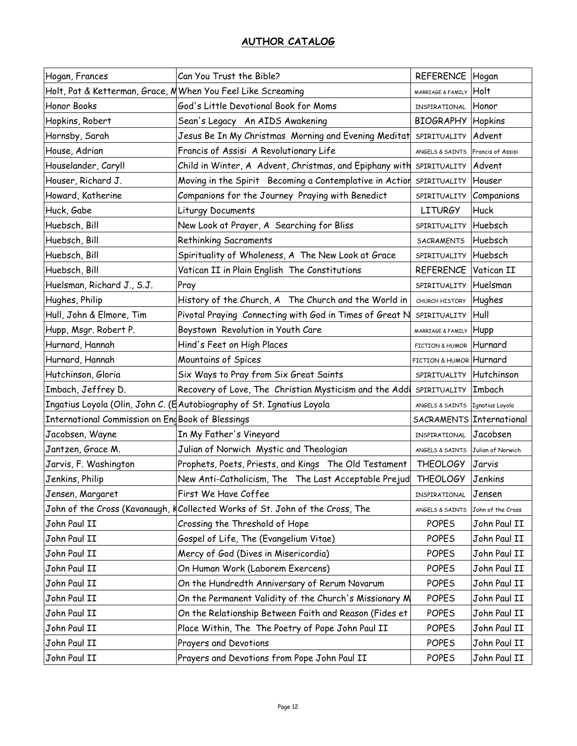## AUTHOR CATALOG

| | | | |
|---|---|---|---|
| Hogan, Frances | Can You Trust the Bible? | REFERENCE | Hogan |
| Holt, Pat & Ketterman, Grace, M | When You Feel Like Screaming | MARRIAGE & FAMILY | Holt |
| Honor Books | God's Little Devotional Book for Moms | INSPIRATIONAL | Honor |
| Hopkins, Robert | Sean's Legacy An AIDS Awakening | BIOGRAPHY | Hopkins |
| Hornsby, Sarah | Jesus Be In My Christmas Morning and Evening Meditat | SPIRITUALITY | Advent |
| House, Adrian | Francis of Assisi A Revolutionary Life | ANGELS & SAINTS | Francis of Assisi |
| Houselander, Caryll | Child in Winter, A Advent, Christmas, and Epiphany with | SPIRITUALITY | Advent |
| Houser, Richard J. | Moving in the Spirit Becoming a Contemplative in Action | SPIRITUALITY | Houser |
| Howard, Katherine | Companions for the Journey Praying with Benedict | SPIRITUALITY | Companions |
| Huck, Gabe | Liturgy Documents | LITURGY | Huck |
| Huebsch, Bill | New Look at Prayer, A Searching for Bliss | SPIRITUALITY | Huebsch |
| Huebsch, Bill | Rethinking Sacraments | SACRAMENTS | Huebsch |
| Huebsch, Bill | Spirituality of Wholeness, A The New Look at Grace | SPIRITUALITY | Huebsch |
| Huebsch, Bill | Vatican II in Plain English The Constitutions | REFERENCE | Vatican II |
| Huelsman, Richard J., S.J. | Pray | SPIRITUALITY | Huelsman |
| Hughes, Philip | History of the Church, A The Church and the World in | CHURCH HISTORY | Hughes |
| Hull, John & Elmore, Tim | Pivotal Praying Connecting with God in Times of Great N | SPIRITUALITY | Hull |
| Hupp, Msgr. Robert P. | Boystown Revolution in Youth Care | MARRIAGE & FAMILY | Hupp |
| Hurnard, Hannah | Hind's Feet on High Places | FICTION & HUMOR | Hurnard |
| Hurnard, Hannah | Mountains of Spices | FICTION & HUMOR | Hurnard |
| Hutchinson, Gloria | Six Ways to Pray from Six Great Saints | SPIRITUALITY | Hutchinson |
| Imbach, Jeffrey D. | Recovery of Love, The Christian Mysticism and the Addi | SPIRITUALITY | Imbach |
| Ingatius Loyola (Olin, John C. (E | Autobiography of St. Ignatius Loyola | ANGELS & SAINTS | Ignatius Loyola |
| International Commission on Eng | Book of Blessings | SACRAMENTS | International |
| Jacobsen, Wayne | In My Father's Vineyard | INSPIRATIONAL | Jacobsen |
| Jantzen, Grace M. | Julian of Norwich Mystic and Theologian | ANGELS & SAINTS | Julian of Norwich |
| Jarvis, F. Washington | Prophets, Poets, Priests, and Kings The Old Testament | THEOLOGY | Jarvis |
| Jenkins, Philip | New Anti-Catholicism, The The Last Acceptable Prejud | THEOLOGY | Jenkins |
| Jensen, Margaret | First We Have Coffee | INSPIRATIONAL | Jensen |
| John of the Cross (Kavanaugh, K | Collected Works of St. John of the Cross, The | ANGELS & SAINTS | John of the Cross |
| John Paul II | Crossing the Threshold of Hope | POPES | John Paul II |
| John Paul II | Gospel of Life, The (Evangelium Vitae) | POPES | John Paul II |
| John Paul II | Mercy of God (Dives in Misericordia) | POPES | John Paul II |
| John Paul II | On Human Work (Laborem Exercens) | POPES | John Paul II |
| John Paul II | On the Hundredth Anniversary of Rerum Novarum | POPES | John Paul II |
| John Paul II | On the Permanent Validity of the Church's Missionary M | POPES | John Paul II |
| John Paul II | On the Relationship Between Faith and Reason (Fides et | POPES | John Paul II |
| John Paul II | Place Within, The The Poetry of Pope John Paul II | POPES | John Paul II |
| John Paul II | Prayers and Devotions | POPES | John Paul II |
| John Paul II | Prayers and Devotions from Pope John Paul II | POPES | John Paul II |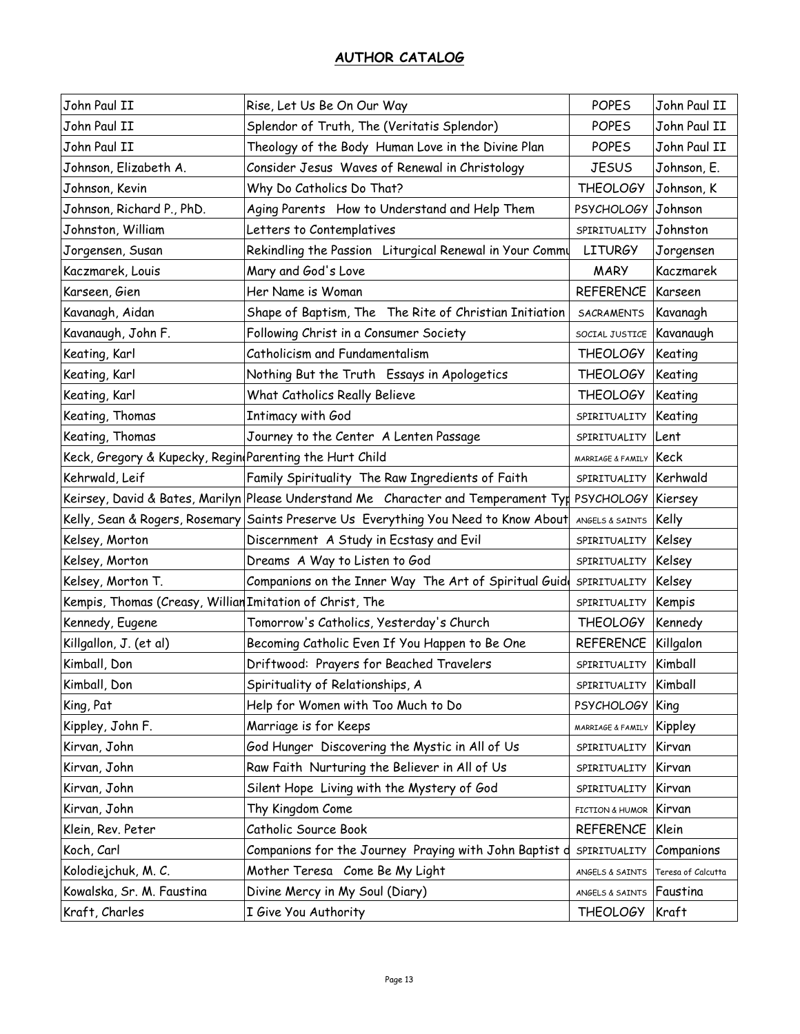## ***AUTHOR CATALOG***

| | | | |
|---|---|---|---|
| John Paul II | Rise, Let Us Be On Our Way | POPES | John Paul II |
| John Paul II | Splendor of Truth, The (Veritatis Splendor) | POPES | John Paul II |
| John Paul II | Theology of the Body Human Love in the Divine Plan | POPES | John Paul II |
| Johnson, Elizabeth A. | Consider Jesus Waves of Renewal in Christology | JESUS | Johnson, E. |
| Johnson, Kevin | Why Do Catholics Do That? | THEOLOGY | Johnson, K |
| Johnson, Richard P., PhD. | Aging Parents How to Understand and Help Them | PSYCHOLOGY | Johnson |
| Johnston, William | Letters to Contemplatives | SPIRITUALITY | Johnston |
| Jorgensen, Susan | Rekindling the Passion Liturgical Renewal in Your Commu | LITURGY | Jorgensen |
| Kaczmarek, Louis | Mary and God's Love | MARY | Kaczmarek |
| Karseen, Gien | Her Name is Woman | REFERENCE | Karseen |
| Kavanagh, Aidan | Shape of Baptism, The The Rite of Christian Initiation | SACRAMENTS | Kavanagh |
| Kavanaugh, John F. | Following Christ in a Consumer Society | SOCIAL JUSTICE | Kavanaugh |
| Keating, Karl | Catholicism and Fundamentalism | THEOLOGY | Keating |
| Keating, Karl | Nothing But the Truth Essays in Apologetics | THEOLOGY | Keating |
| Keating, Karl | What Catholics Really Believe | THEOLOGY | Keating |
| Keating, Thomas | Intimacy with God | SPIRITUALITY | Keating |
| Keating, Thomas | Journey to the Center A Lenten Passage | SPIRITUALITY | Lent |
| Keck, Gregory & Kupecky, Regin | Parenting the Hurt Child | MARRIAGE & FAMILY | Keck |
| Kehrwald, Leif | Family Spirituality The Raw Ingredients of Faith | SPIRITUALITY | Kerhwald |
| Keirsey, David & Bates, Marilyn | Please Understand Me Character and Temperament Typ | PSYCHOLOGY | Kiersey |
| Kelly, Sean & Rogers, Rosemary | Saints Preserve Us Everything You Need to Know About | ANGELS & SAINTS | Kelly |
| Kelsey, Morton | Discernment A Study in Ecstasy and Evil | SPIRITUALITY | Kelsey |
| Kelsey, Morton | Dreams A Way to Listen to God | SPIRITUALITY | Kelsey |
| Kelsey, Morton T. | Companions on the Inner Way The Art of Spiritual Guid | SPIRITUALITY | Kelsey |
| Kempis, Thomas (Creasy, Willian | Imitation of Christ, The | SPIRITUALITY | Kempis |
| Kennedy, Eugene | Tomorrow's Catholics, Yesterday's Church | THEOLOGY | Kennedy |
| Killgallon, J. (et al) | Becoming Catholic Even If You Happen to Be One | REFERENCE | Killgalon |
| Kimball, Don | Driftwood: Prayers for Beached Travelers | SPIRITUALITY | Kimball |
| Kimball, Don | Spirituality of Relationships, A | SPIRITUALITY | Kimball |
| King, Pat | Help for Women with Too Much to Do | PSYCHOLOGY | King |
| Kippley, John F. | Marriage is for Keeps | MARRIAGE & FAMILY | Kippley |
| Kirvan, John | God Hunger Discovering the Mystic in All of Us | SPIRITUALITY | Kirvan |
| Kirvan, John | Raw Faith Nurturing the Believer in All of Us | SPIRITUALITY | Kirvan |
| Kirvan, John | Silent Hope Living with the Mystery of God | SPIRITUALITY | Kirvan |
| Kirvan, John | Thy Kingdom Come | FICTION & HUMOR | Kirvan |
| Klein, Rev. Peter | Catholic Source Book | REFERENCE | Klein |
| Koch, Carl | Companions for the Journey Praying with John Baptist d | SPIRITUALITY | Companions |
| Kolodiejchuk, M. C. | Mother Teresa Come Be My Light | ANGELS & SAINTS | Teresa of Calcutta |
| Kowalska, Sr. M. Faustina | Divine Mercy in My Soul (Diary) | ANGELS & SAINTS | Faustina |
| Kraft, Charles | I Give You Authority | THEOLOGY | Kraft |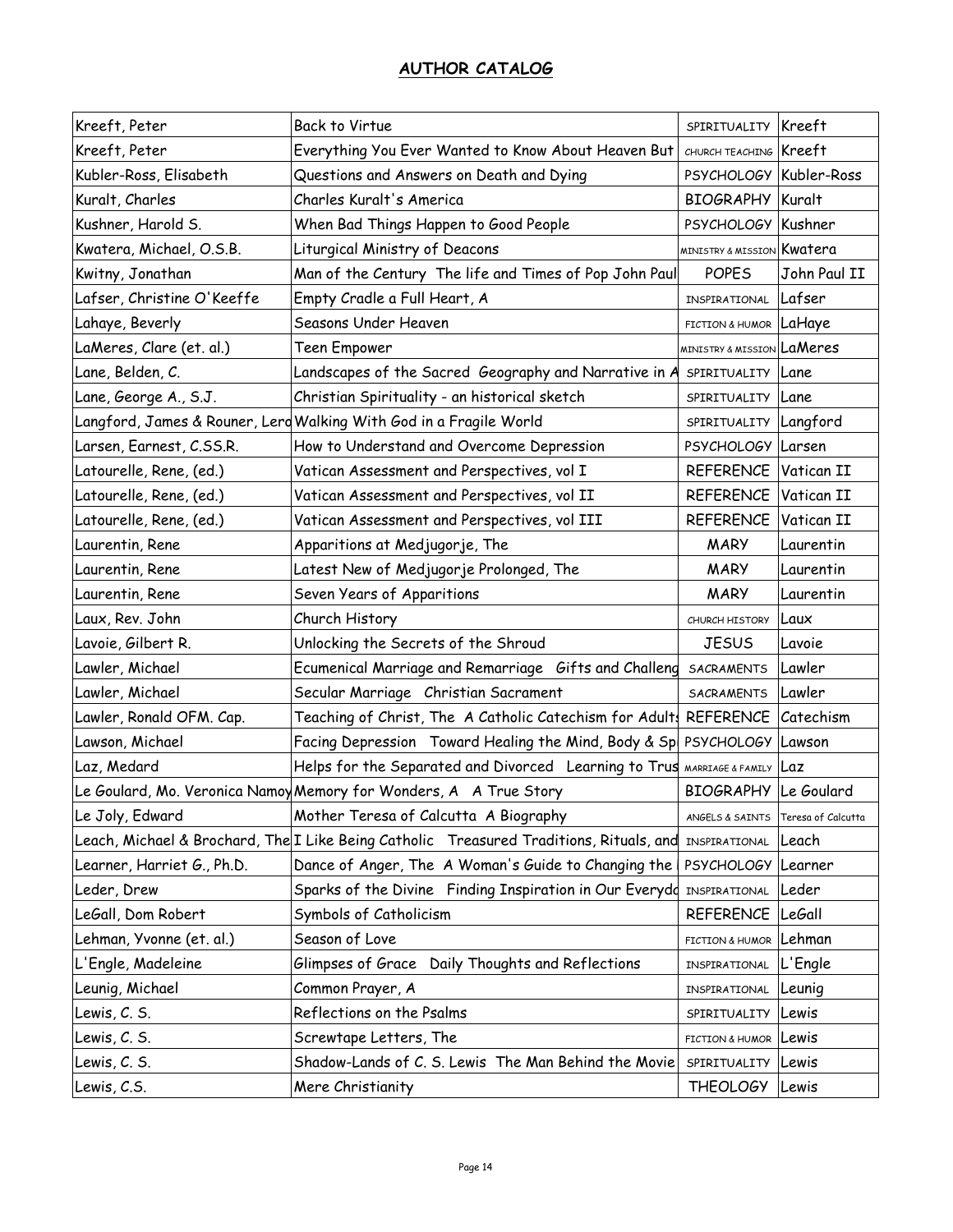## AUTHOR CATALOG

| | | | |
|---|---|---|---|
| Kreeft, Peter | Back to Virtue | SPIRITUALITY | Kreeft |
| Kreeft, Peter | Everything You Ever Wanted to Know About Heaven But | CHURCH TEACHING | Kreeft |
| Kubler-Ross, Elisabeth | Questions and Answers on Death and Dying | PSYCHOLOGY | Kubler-Ross |
| Kuralt, Charles | Charles Kuralt's America | BIOGRAPHY | Kuralt |
| Kushner, Harold S. | When Bad Things Happen to Good People | PSYCHOLOGY | Kushner |
| Kwatera, Michael, O.S.B. | Liturgical Ministry of Deacons | MINISTRY & MISSION | Kwatera |
| Kwitny, Jonathan | Man of the Century The life and Times of Pop John Paul | POPES | John Paul II |
| Lafser, Christine O'Keeffe | Empty Cradle a Full Heart, A | INSPIRATIONAL | Lafser |
| Lahaye, Beverly | Seasons Under Heaven | FICTION & HUMOR | LaHaye |
| LaMeres, Clare (et. al.) | Teen Empower | MINISTRY & MISSION | LaMeres |
| Lane, Belden, C. | Landscapes of the Sacred Geography and Narrative in A | SPIRITUALITY | Lane |
| Lane, George A., S.J. | Christian Spirituality - an historical sketch | SPIRITUALITY | Lane |
| Langford, James & Rouner, Lero | Walking With God in a Fragile World | SPIRITUALITY | Langford |
| Larsen, Earnest, C.SS.R. | How to Understand and Overcome Depression | PSYCHOLOGY | Larsen |
| Latourelle, Rene, (ed.) | Vatican Assessment and Perspectives, vol I | REFERENCE | Vatican II |
| Latourelle, Rene, (ed.) | Vatican Assessment and Perspectives, vol II | REFERENCE | Vatican II |
| Latourelle, Rene, (ed.) | Vatican Assessment and Perspectives, vol III | REFERENCE | Vatican II |
| Laurentin, Rene | Apparitions at Medjugorje, The | MARY | Laurentin |
| Laurentin, Rene | Latest New of Medjugorje Prolonged, The | MARY | Laurentin |
| Laurentin, Rene | Seven Years of Apparitions | MARY | Laurentin |
| Laux, Rev. John | Church History | CHURCH HISTORY | Laux |
| Lavoie, Gilbert R. | Unlocking the Secrets of the Shroud | JESUS | Lavoie |
| Lawler, Michael | Ecumenical Marriage and Remarriage Gifts and Challeng | SACRAMENTS | Lawler |
| Lawler, Michael | Secular Marriage Christian Sacrament | SACRAMENTS | Lawler |
| Lawler, Ronald OFM. Cap. | Teaching of Christ, The A Catholic Catechism for Adult | REFERENCE | Catechism |
| Lawson, Michael | Facing Depression Toward Healing the Mind, Body & Sp | PSYCHOLOGY | Lawson |
| Laz, Medard | Helps for the Separated and Divorced Learning to Trus | MARRIAGE & FAMILY | Laz |
| Le Goulard, Mo. Veronica Namoy | Memory for Wonders, A A True Story | BIOGRAPHY | Le Goulard |
| Le Joly, Edward | Mother Teresa of Calcutta A Biography | ANGELS & SAINTS | Teresa of Calcutta |
| Leach, Michael & Brochard, The | I Like Being Catholic Treasured Traditions, Rituals, and | INSPIRATIONAL | Leach |
| Learner, Harriet G., Ph.D. | Dance of Anger, The A Woman's Guide to Changing the | PSYCHOLOGY | Learner |
| Leder, Drew | Sparks of the Divine Finding Inspiration in Our Everyda | INSPIRATIONAL | Leder |
| LeGall, Dom Robert | Symbols of Catholicism | REFERENCE | LeGall |
| Lehman, Yvonne (et. al.) | Season of Love | FICTION & HUMOR | Lehman |
| L'Engle, Madeleine | Glimpses of Grace Daily Thoughts and Reflections | INSPIRATIONAL | L'Engle |
| Leunig, Michael | Common Prayer, A | INSPIRATIONAL | Leunig |
| Lewis, C. S. | Reflections on the Psalms | SPIRITUALITY | Lewis |
| Lewis, C. S. | Screwtape Letters, The | FICTION & HUMOR | Lewis |
| Lewis, C. S. | Shadow-Lands of C. S. Lewis The Man Behind the Movie | SPIRITUALITY | Lewis |
| Lewis, C.S. | Mere Christianity | THEOLOGY | Lewis |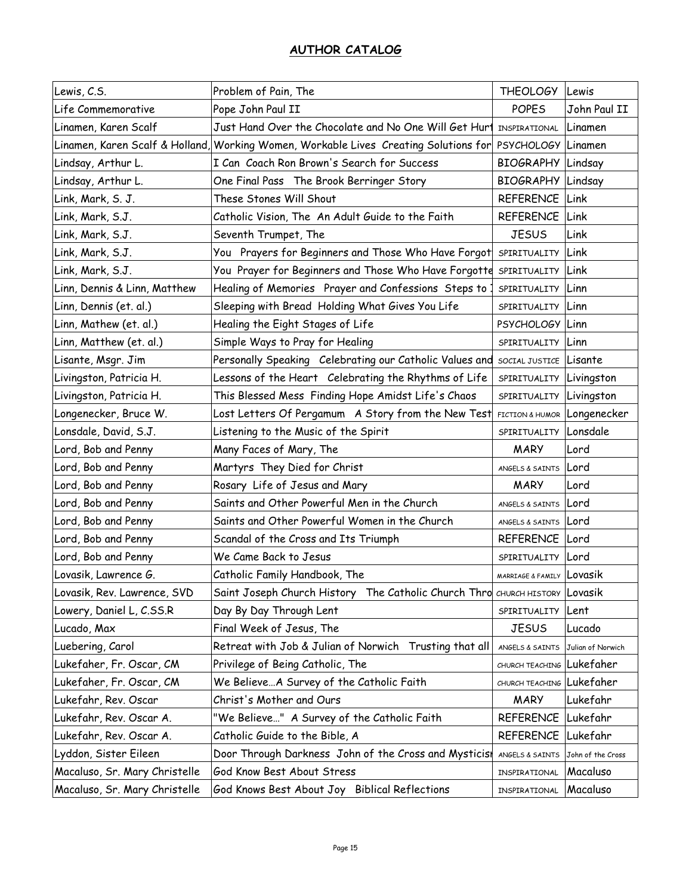## AUTHOR CATALOG

| | | | |
|---|---|---|---|
| Lewis, C.S. | Problem of Pain, The | THEOLOGY | Lewis |
| Life Commemorative | Pope John Paul II | POPES | John Paul II |
| Linamen, Karen Scalf | Just Hand Over the Chocolate and No One Will Get Hurt | INSPIRATIONAL | Linamen |
| Linamen, Karen Scalf & Holland, | Working Women, Workable Lives Creating Solutions for | PSYCHOLOGY | Linamen |
| Lindsay, Arthur L. | I Can Coach Ron Brown's Search for Success | BIOGRAPHY | Lindsay |
| Lindsay, Arthur L. | One Final Pass The Brook Berringer Story | BIOGRAPHY | Lindsay |
| Link, Mark, S. J. | These Stones Will Shout | REFERENCE | Link |
| Link, Mark, S.J. | Catholic Vision, The An Adult Guide to the Faith | REFERENCE | Link |
| Link, Mark, S.J. | Seventh Trumpet, The | JESUS | Link |
| Link, Mark, S.J. | You Prayers for Beginners and Those Who Have Forgot | SPIRITUALITY | Link |
| Link, Mark, S.J. | You Prayer for Beginners and Those Who Have Forgotte | SPIRITUALITY | Link |
| Linn, Dennis & Linn, Matthew | Healing of Memories Prayer and Confessions Steps to | SPIRITUALITY | Linn |
| Linn, Dennis (et. al.) | Sleeping with Bread Holding What Gives You Life | SPIRITUALITY | Linn |
| Linn, Mathew (et. al.) | Healing the Eight Stages of Life | PSYCHOLOGY | Linn |
| Linn, Matthew (et. al.) | Simple Ways to Pray for Healing | SPIRITUALITY | Linn |
| Lisante, Msgr. Jim | Personally Speaking Celebrating our Catholic Values and | SOCIAL JUSTICE | Lisante |
| Livingston, Patricia H. | Lessons of the Heart Celebrating the Rhythms of Life | SPIRITUALITY | Livingston |
| Livingston, Patricia H. | This Blessed Mess Finding Hope Amidst Life's Chaos | SPIRITUALITY | Livingston |
| Longenecker, Bruce W. | Lost Letters Of Pergamum A Story from the New Test | FICTION & HUMOR | Longenecker |
| Lonsdale, David, S.J. | Listening to the Music of the Spirit | SPIRITUALITY | Lonsdale |
| Lord, Bob and Penny | Many Faces of Mary, The | MARY | Lord |
| Lord, Bob and Penny | Martyrs They Died for Christ | ANGELS & SAINTS | Lord |
| Lord, Bob and Penny | Rosary Life of Jesus and Mary | MARY | Lord |
| Lord, Bob and Penny | Saints and Other Powerful Men in the Church | ANGELS & SAINTS | Lord |
| Lord, Bob and Penny | Saints and Other Powerful Women in the Church | ANGELS & SAINTS | Lord |
| Lord, Bob and Penny | Scandal of the Cross and Its Triumph | REFERENCE | Lord |
| Lord, Bob and Penny | We Came Back to Jesus | SPIRITUALITY | Lord |
| Lovasik, Lawrence G. | Catholic Family Handbook, The | MARRIAGE & FAMILY | Lovasik |
| Lovasik, Rev. Lawrence, SVD | Saint Joseph Church History The Catholic Church Thro | CHURCH HISTORY | Lovasik |
| Lowery, Daniel L, C.SS.R | Day By Day Through Lent | SPIRITUALITY | Lent |
| Lucado, Max | Final Week of Jesus, The | JESUS | Lucado |
| Luebering, Carol | Retreat with Job & Julian of Norwich Trusting that all | ANGELS & SAINTS | Julian of Norwich |
| Lukefaher, Fr. Oscar, CM | Privilege of Being Catholic, The | CHURCH TEACHING | Lukefaher |
| Lukefaher, Fr. Oscar, CM | We Believe…A Survey of the Catholic Faith | CHURCH TEACHING | Lukefaher |
| Lukefahr, Rev. Oscar | Christ's Mother and Ours | MARY | Lukefahr |
| Lukefahr, Rev. Oscar A. | "We Believe…" A Survey of the Catholic Faith | REFERENCE | Lukefahr |
| Lukefahr, Rev. Oscar A. | Catholic Guide to the Bible, A | REFERENCE | Lukefahr |
| Lyddon, Sister Eileen | Door Through Darkness John of the Cross and Mysticis | ANGELS & SAINTS | John of the Cross |
| Macaluso, Sr. Mary Christelle | God Know Best About Stress | INSPIRATIONAL | Macaluso |
| Macaluso, Sr. Mary Christelle | God Knows Best About Joy Biblical Reflections | INSPIRATIONAL | Macaluso |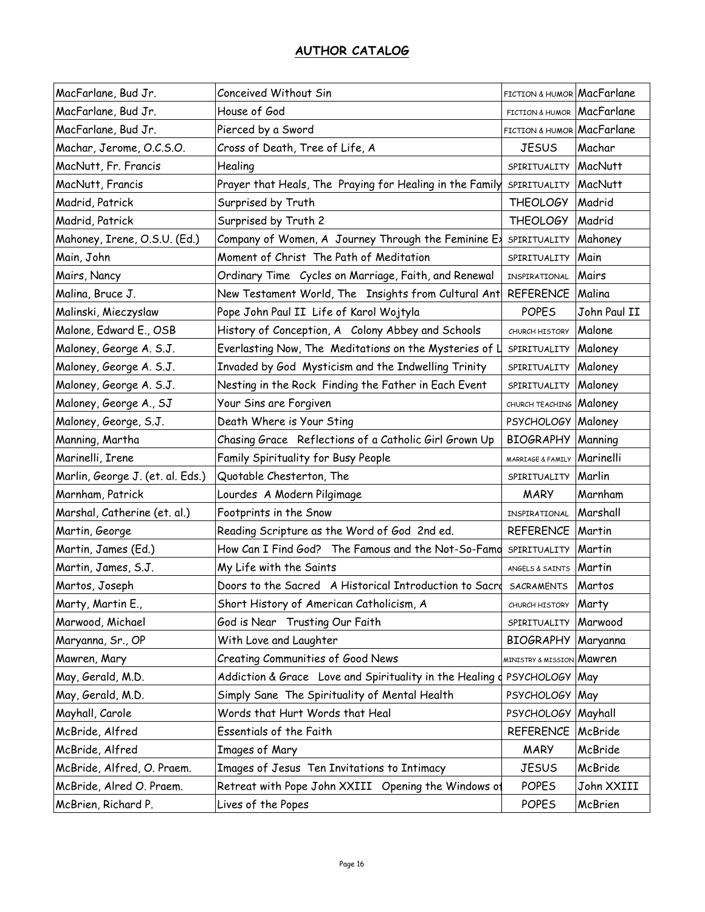## AUTHOR CATALOG

| | | | |
|---|---|---|---|
| MacFarlane, Bud Jr. | Conceived Without Sin | FICTION & HUMOR | MacFarlane |
| MacFarlane, Bud Jr. | House of God | FICTION & HUMOR | MacFarlane |
| MacFarlane, Bud Jr. | Pierced by a Sword | FICTION & HUMOR | MacFarlane |
| Machar, Jerome, O.C.S.O. | Cross of Death, Tree of Life, A | JESUS | Machar |
| MacNutt, Fr. Francis | Healing | SPIRITUALITY | MacNutt |
| MacNutt, Francis | Prayer that Heals, The Praying for Healing in the Family | SPIRITUALITY | MacNutt |
| Madrid, Patrick | Surprised by Truth | THEOLOGY | Madrid |
| Madrid, Patrick | Surprised by Truth 2 | THEOLOGY | Madrid |
| Mahoney, Irene, O.S.U. (Ed.) | Company of Women, A Journey Through the Feminine Ex | SPIRITUALITY | Mahoney |
| Main, John | Moment of Christ The Path of Meditation | SPIRITUALITY | Main |
| Mairs, Nancy | Ordinary Time Cycles on Marriage, Faith, and Renewal | INSPIRATIONAL | Mairs |
| Malina, Bruce J. | New Testament World, The Insights from Cultural Ant | REFERENCE | Malina |
| Malinski, Mieczyslaw | Pope John Paul II Life of Karol Wojtyla | POPES | John Paul II |
| Malone, Edward E., OSB | History of Conception, A Colony Abbey and Schools | CHURCH HISTORY | Malone |
| Maloney, George A. S.J. | Everlasting Now, The Meditations on the Mysteries of L | SPIRITUALITY | Maloney |
| Maloney, George A. S.J. | Invaded by God Mysticism and the Indwelling Trinity | SPIRITUALITY | Maloney |
| Maloney, George A. S.J. | Nesting in the Rock Finding the Father in Each Event | SPIRITUALITY | Maloney |
| Maloney, George A., SJ | Your Sins are Forgiven | CHURCH TEACHING | Maloney |
| Maloney, George, S.J. | Death Where is Your Sting | PSYCHOLOGY | Maloney |
| Manning, Martha | Chasing Grace Reflections of a Catholic Girl Grown Up | BIOGRAPHY | Manning |
| Marinelli, Irene | Family Spirituality for Busy People | MARRIAGE & FAMILY | Marinelli |
| Marlin, George J. (et. al. Eds.) | Quotable Chesterton, The | SPIRITUALITY | Marlin |
| Marnham, Patrick | Lourdes A Modern Pilgimage | MARY | Marnham |
| Marshal, Catherine (et. al.) | Footprints in the Snow | INSPIRATIONAL | Marshall |
| Martin, George | Reading Scripture as the Word of God 2nd ed. | REFERENCE | Martin |
| Martin, James (Ed.) | How Can I Find God? The Famous and the Not-So-Famo | SPIRITUALITY | Martin |
| Martin, James, S.J. | My Life with the Saints | ANGELS & SAINTS | Martin |
| Martos, Joseph | Doors to the Sacred A Historical Introduction to Sacra | SACRAMENTS | Martos |
| Marty, Martin E., | Short History of American Catholicism, A | CHURCH HISTORY | Marty |
| Marwood, Michael | God is Near Trusting Our Faith | SPIRITUALITY | Marwood |
| Maryanna, Sr., OP | With Love and Laughter | BIOGRAPHY | Maryanna |
| Mawren, Mary | Creating Communities of Good News | MINISTRY & MISSION | Mawren |
| May, Gerald, M.D. | Addiction & Grace Love and Spirituality in the Healing o | PSYCHOLOGY | May |
| May, Gerald, M.D. | Simply Sane The Spirituality of Mental Health | PSYCHOLOGY | May |
| Mayhall, Carole | Words that Hurt Words that Heal | PSYCHOLOGY | Mayhall |
| McBride, Alfred | Essentials of the Faith | REFERENCE | McBride |
| McBride, Alfred | Images of Mary | MARY | McBride |
| McBride, Alfred, O. Praem. | Images of Jesus Ten Invitations to Intimacy | JESUS | McBride |
| McBride, Alred O. Praem. | Retreat with Pope John XXIII Opening the Windows of | POPES | John XXIII |
| McBrien, Richard P. | Lives of the Popes | POPES | McBrien |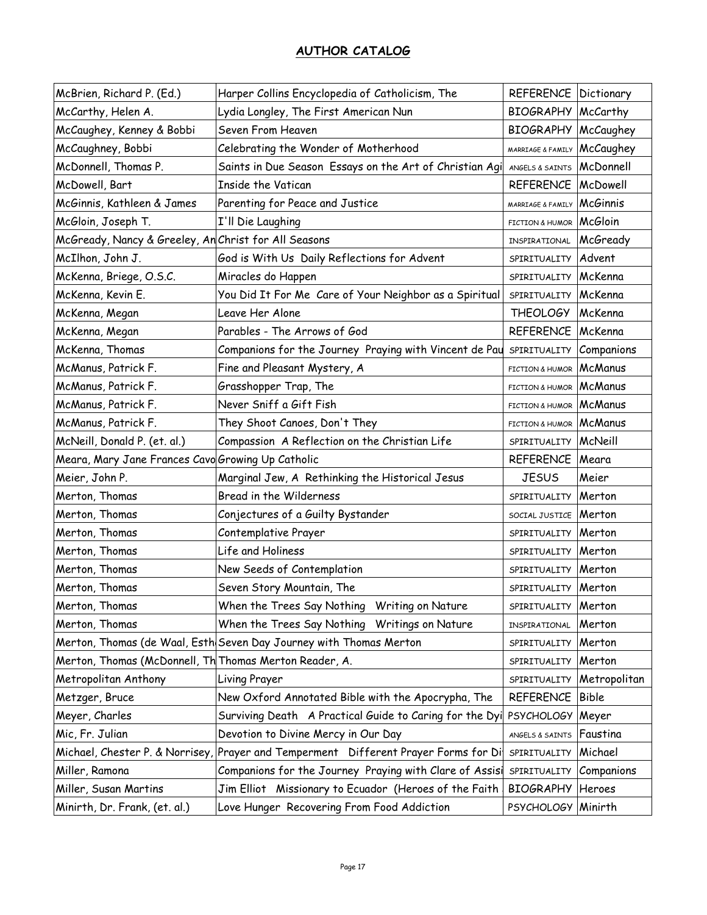## AUTHOR CATALOG

| | | | |
|---|---|---|---|
| McBrien, Richard P. (Ed.) | Harper Collins Encyclopedia of Catholicism, The | REFERENCE | Dictionary |
| McCarthy, Helen A. | Lydia Longley, The First American Nun | BIOGRAPHY | McCarthy |
| McCaughey, Kenney & Bobbi | Seven From Heaven | BIOGRAPHY | McCaughey |
| McCaughney, Bobbi | Celebrating the Wonder of Motherhood | MARRIAGE & FAMILY | McCaughey |
| McDonnell, Thomas P. | Saints in Due Season Essays on the Art of Christian Agi | ANGELS & SAINTS | McDonnell |
| McDowell, Bart | Inside the Vatican | REFERENCE | McDowell |
| McGinnis, Kathleen & James | Parenting for Peace and Justice | MARRIAGE & FAMILY | McGinnis |
| McGloin, Joseph T. | I'll Die Laughing | FICTION & HUMOR | McGloin |
| McGready, Nancy & Greeley, An | Christ for All Seasons | INSPIRATIONAL | McGready |
| McIlhon, John J. | God is With Us Daily Reflections for Advent | SPIRITUALITY | Advent |
| McKenna, Briege, O.S.C. | Miracles do Happen | SPIRITUALITY | McKenna |
| McKenna, Kevin E. | You Did It For Me Care of Your Neighbor as a Spiritual | SPIRITUALITY | McKenna |
| McKenna, Megan | Leave Her Alone | THEOLOGY | McKenna |
| McKenna, Megan | Parables - The Arrows of God | REFERENCE | McKenna |
| McKenna, Thomas | Companions for the Journey Praying with Vincent de Pau | SPIRITUALITY | Companions |
| McManus, Patrick F. | Fine and Pleasant Mystery, A | FICTION & HUMOR | McManus |
| McManus, Patrick F. | Grasshopper Trap, The | FICTION & HUMOR | McManus |
| McManus, Patrick F. | Never Sniff a Gift Fish | FICTION & HUMOR | McManus |
| McManus, Patrick F. | They Shoot Canoes, Don't They | FICTION & HUMOR | McManus |
| McNeill, Donald P. (et. al.) | Compassion A Reflection on the Christian Life | SPIRITUALITY | McNeill |
| Meara, Mary Jane Frances Cavo | Growing Up Catholic | REFERENCE | Meara |
| Meier, John P. | Marginal Jew, A Rethinking the Historical Jesus | JESUS | Meier |
| Merton, Thomas | Bread in the Wilderness | SPIRITUALITY | Merton |
| Merton, Thomas | Conjectures of a Guilty Bystander | SOCIAL JUSTICE | Merton |
| Merton, Thomas | Contemplative Prayer | SPIRITUALITY | Merton |
| Merton, Thomas | Life and Holiness | SPIRITUALITY | Merton |
| Merton, Thomas | New Seeds of Contemplation | SPIRITUALITY | Merton |
| Merton, Thomas | Seven Story Mountain, The | SPIRITUALITY | Merton |
| Merton, Thomas | When the Trees Say Nothing Writing on Nature | SPIRITUALITY | Merton |
| Merton, Thomas | When the Trees Say Nothing Writings on Nature | INSPIRATIONAL | Merton |
| Merton, Thomas (de Waal, Esth | Seven Day Journey with Thomas Merton | SPIRITUALITY | Merton |
| Merton, Thomas (McDonnell, Th | Thomas Merton Reader, A. | SPIRITUALITY | Merton |
| Metropolitan Anthony | Living Prayer | SPIRITUALITY | Metropolitan |
| Metzger, Bruce | New Oxford Annotated Bible with the Apocrypha, The | REFERENCE | Bible |
| Meyer, Charles | Surviving Death A Practical Guide to Caring for the Dyi | PSYCHOLOGY | Meyer |
| Mic, Fr. Julian | Devotion to Divine Mercy in Our Day | ANGELS & SAINTS | Faustina |
| Michael, Chester P. & Norrisey, | Prayer and Temperment Different Prayer Forms for Di | SPIRITUALITY | Michael |
| Miller, Ramona | Companions for the Journey Praying with Clare of Assisi | SPIRITUALITY | Companions |
| Miller, Susan Martins | Jim Elliot Missionary to Ecuador (Heroes of the Faith | BIOGRAPHY | Heroes |
| Minirth, Dr. Frank, (et. al.) | Love Hunger Recovering From Food Addiction | PSYCHOLOGY | Minirth |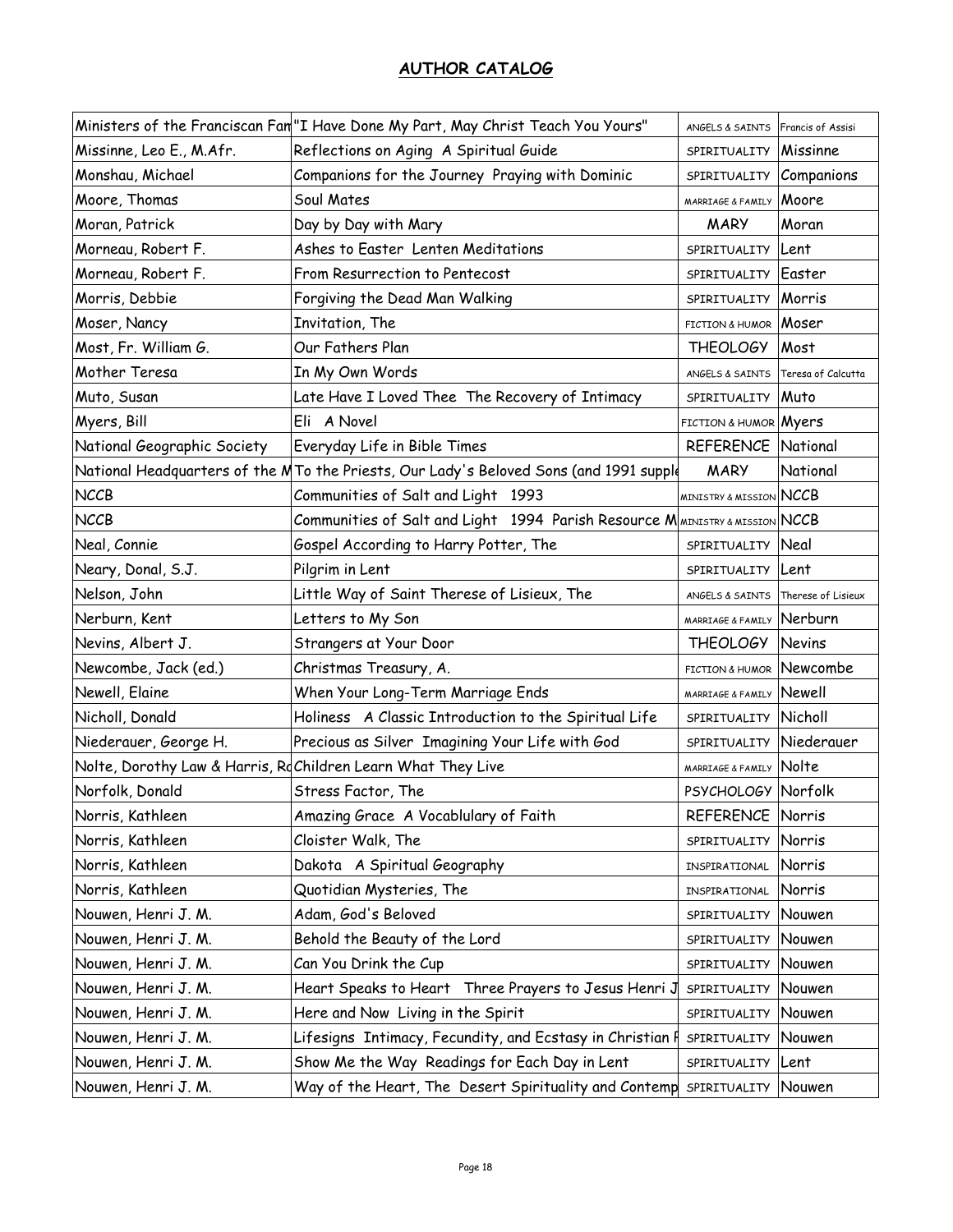## AUTHOR CATALOG

| | | | |
|---|---|---|---|
| Ministers of the Franciscan Fan | "I Have Done My Part, May Christ Teach You Yours" | ANGELS & SAINTS | Francis of Assisi |
| Missinne, Leo E., M.Afr. | Reflections on Aging A Spiritual Guide | SPIRITUALITY | Missinne |
| Monshau, Michael | Companions for the Journey Praying with Dominic | SPIRITUALITY | Companions |
| Moore, Thomas | Soul Mates | MARRIAGE & FAMILY | Moore |
| Moran, Patrick | Day by Day with Mary | MARY | Moran |
| Morneau, Robert F. | Ashes to Easter Lenten Meditations | SPIRITUALITY | Lent |
| Morneau, Robert F. | From Resurrection to Pentecost | SPIRITUALITY | Easter |
| Morris, Debbie | Forgiving the Dead Man Walking | SPIRITUALITY | Morris |
| Moser, Nancy | Invitation, The | FICTION & HUMOR | Moser |
| Most, Fr. William G. | Our Fathers Plan | THEOLOGY | Most |
| Mother Teresa | In My Own Words | ANGELS & SAINTS | Teresa of Calcutta |
| Muto, Susan | Late Have I Loved Thee The Recovery of Intimacy | SPIRITUALITY | Muto |
| Myers, Bill | Eli A Novel | FICTION & HUMOR | Myers |
| National Geographic Society | Everyday Life in Bible Times | REFERENCE | National |
| National Headquarters of the M | To the Priests, Our Lady's Beloved Sons (and 1991 supple | MARY | National |
| NCCB | Communities of Salt and Light 1993 | MINISTRY & MISSION | NCCB |
| NCCB | Communities of Salt and Light 1994 Parish Resource M | MINISTRY & MISSION | NCCB |
| Neal, Connie | Gospel According to Harry Potter, The | SPIRITUALITY | Neal |
| Neary, Donal, S.J. | Pilgrim in Lent | SPIRITUALITY | Lent |
| Nelson, John | Little Way of Saint Therese of Lisieux, The | ANGELS & SAINTS | Therese of Lisieux |
| Nerburn, Kent | Letters to My Son | MARRIAGE & FAMILY | Nerburn |
| Nevins, Albert J. | Strangers at Your Door | THEOLOGY | Nevins |
| Newcombe, Jack (ed.) | Christmas Treasury, A. | FICTION & HUMOR | Newcombe |
| Newell, Elaine | When Your Long-Term Marriage Ends | MARRIAGE & FAMILY | Newell |
| Nicholl, Donald | Holiness A Classic Introduction to the Spiritual Life | SPIRITUALITY | Nicholl |
| Niederauer, George H. | Precious as Silver Imagining Your Life with God | SPIRITUALITY | Niederauer |
| Nolte, Dorothy Law & Harris, Ro | Children Learn What They Live | MARRIAGE & FAMILY | Nolte |
| Norfolk, Donald | Stress Factor, The | PSYCHOLOGY | Norfolk |
| Norris, Kathleen | Amazing Grace A Vocablulary of Faith | REFERENCE | Norris |
| Norris, Kathleen | Cloister Walk, The | SPIRITUALITY | Norris |
| Norris, Kathleen | Dakota A Spiritual Geography | INSPIRATIONAL | Norris |
| Norris, Kathleen | Quotidian Mysteries, The | INSPIRATIONAL | Norris |
| Nouwen, Henri J. M. | Adam, God's Beloved | SPIRITUALITY | Nouwen |
| Nouwen, Henri J. M. | Behold the Beauty of the Lord | SPIRITUALITY | Nouwen |
| Nouwen, Henri J. M. | Can You Drink the Cup | SPIRITUALITY | Nouwen |
| Nouwen, Henri J. M. | Heart Speaks to Heart Three Prayers to Jesus Henri J | SPIRITUALITY | Nouwen |
| Nouwen, Henri J. M. | Here and Now Living in the Spirit | SPIRITUALITY | Nouwen |
| Nouwen, Henri J. M. | Lifesigns Intimacy, Fecundity, and Ecstasy in Christian P | SPIRITUALITY | Nouwen |
| Nouwen, Henri J. M. | Show Me the Way Readings for Each Day in Lent | SPIRITUALITY | Lent |
| Nouwen, Henri J. M. | Way of the Heart, The Desert Spirituality and Contemp | SPIRITUALITY | Nouwen |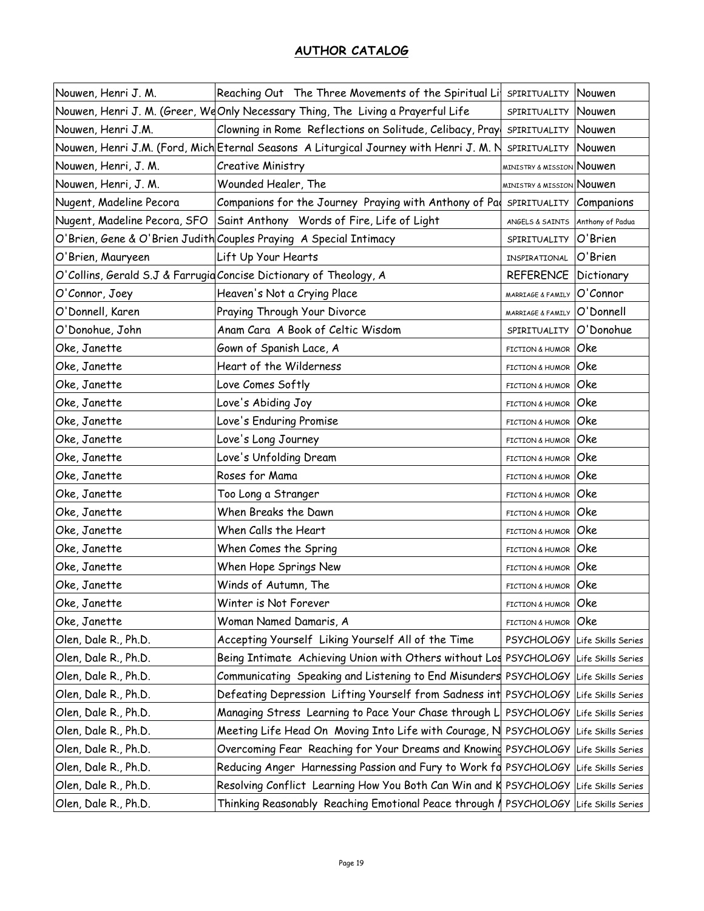## AUTHOR CATALOG

| | | | |
|---|---|---|---|
| Nouwen, Henri J. M. | Reaching Out The Three Movements of the Spiritual Li | SPIRITUALITY | Nouwen |
| Nouwen, Henri J. M. (Greer, We | Only Necessary Thing, The Living a Prayerful Life | SPIRITUALITY | Nouwen |
| Nouwen, Henri J.M. | Clowning in Rome Reflections on Solitude, Celibacy, Pray | SPIRITUALITY | Nouwen |
| Nouwen, Henri J.M. (Ford, Mich | Eternal Seasons A Liturgical Journey with Henri J. M. N | SPIRITUALITY | Nouwen |
| Nouwen, Henri, J. M. | Creative Ministry | MINISTRY & MISSION | Nouwen |
| Nouwen, Henri, J. M. | Wounded Healer, The | MINISTRY & MISSION | Nouwen |
| Nugent, Madeline Pecora | Companions for the Journey Praying with Anthony of Pa | SPIRITUALITY | Companions |
| Nugent, Madeline Pecora, SFO | Saint Anthony Words of Fire, Life of Light | ANGELS & SAINTS | Anthony of Padua |
| O'Brien, Gene & O'Brien Judith | Couples Praying A Special Intimacy | SPIRITUALITY | O'Brien |
| O'Brien, Mauryeen | Lift Up Your Hearts | INSPIRATIONAL | O'Brien |
| O'Collins, Gerald S.J & Farrugia | Concise Dictionary of Theology, A | REFERENCE | Dictionary |
| O'Connor, Joey | Heaven's Not a Crying Place | MARRIAGE & FAMILY | O'Connor |
| O'Donnell, Karen | Praying Through Your Divorce | MARRIAGE & FAMILY | O'Donnell |
| O'Donohue, John | Anam Cara A Book of Celtic Wisdom | SPIRITUALITY | O'Donohue |
| Oke, Janette | Gown of Spanish Lace, A | FICTION & HUMOR | Oke |
| Oke, Janette | Heart of the Wilderness | FICTION & HUMOR | Oke |
| Oke, Janette | Love Comes Softly | FICTION & HUMOR | Oke |
| Oke, Janette | Love's Abiding Joy | FICTION & HUMOR | Oke |
| Oke, Janette | Love's Enduring Promise | FICTION & HUMOR | Oke |
| Oke, Janette | Love's Long Journey | FICTION & HUMOR | Oke |
| Oke, Janette | Love's Unfolding Dream | FICTION & HUMOR | Oke |
| Oke, Janette | Roses for Mama | FICTION & HUMOR | Oke |
| Oke, Janette | Too Long a Stranger | FICTION & HUMOR | Oke |
| Oke, Janette | When Breaks the Dawn | FICTION & HUMOR | Oke |
| Oke, Janette | When Calls the Heart | FICTION & HUMOR | Oke |
| Oke, Janette | When Comes the Spring | FICTION & HUMOR | Oke |
| Oke, Janette | When Hope Springs New | FICTION & HUMOR | Oke |
| Oke, Janette | Winds of Autumn, The | FICTION & HUMOR | Oke |
| Oke, Janette | Winter is Not Forever | FICTION & HUMOR | Oke |
| Oke, Janette | Woman Named Damaris, A | FICTION & HUMOR | Oke |
| Olen, Dale R., Ph.D. | Accepting Yourself Liking Yourself All of the Time | PSYCHOLOGY | Life Skills Series |
| Olen, Dale R., Ph.D. | Being Intimate Achieving Union with Others without Los | PSYCHOLOGY | Life Skills Series |
| Olen, Dale R., Ph.D. | Communicating Speaking and Listening to End Misunders | PSYCHOLOGY | Life Skills Series |
| Olen, Dale R., Ph.D. | Defeating Depression Lifting Yourself from Sadness int | PSYCHOLOGY | Life Skills Series |
| Olen, Dale R., Ph.D. | Managing Stress Learning to Pace Your Chase through L | PSYCHOLOGY | Life Skills Series |
| Olen, Dale R., Ph.D. | Meeting Life Head On Moving Into Life with Courage, N | PSYCHOLOGY | Life Skills Series |
| Olen, Dale R., Ph.D. | Overcoming Fear Reaching for Your Dreams and Knowing | PSYCHOLOGY | Life Skills Series |
| Olen, Dale R., Ph.D. | Reducing Anger Harnessing Passion and Fury to Work fo | PSYCHOLOGY | Life Skills Series |
| Olen, Dale R., Ph.D. | Resolving Conflict Learning How You Both Can Win and K | PSYCHOLOGY | Life Skills Series |
| Olen, Dale R., Ph.D. | Thinking Reasonably Reaching Emotional Peace through / | PSYCHOLOGY | Life Skills Series |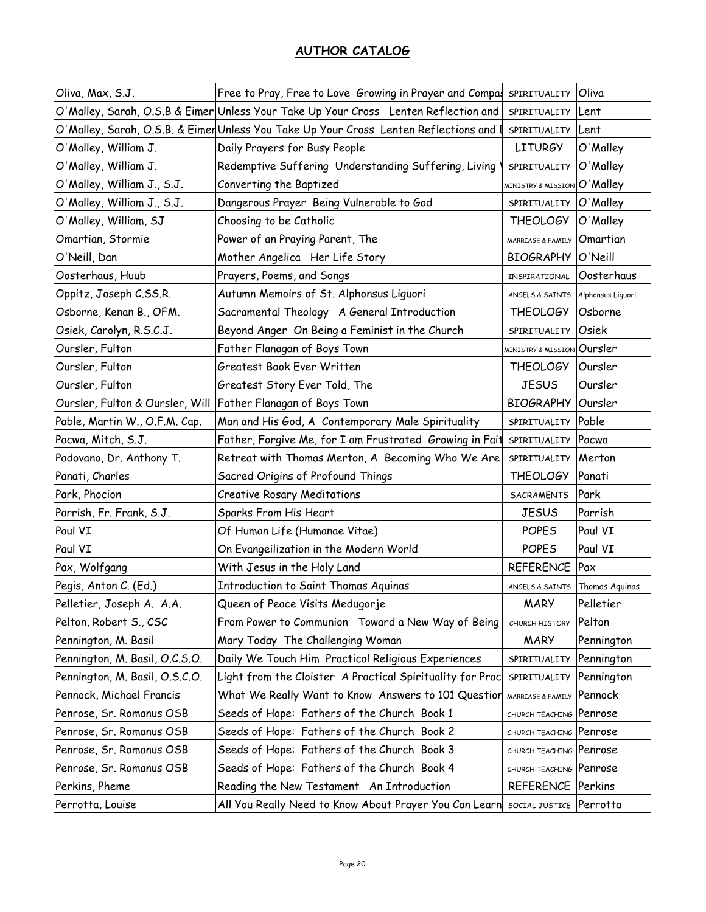## AUTHOR CATALOG

| | | | |
|---|---|---|---|
| Oliva, Max, S.J. | Free to Pray, Free to Love Growing in Prayer and Compas | SPIRITUALITY | Oliva |
| O'Malley, Sarah, O.S.B & Eimer | Unless Your Take Up Your Cross Lenten Reflection and | SPIRITUALITY | Lent |
| O'Malley, Sarah, O.S.B. & Eimer | Unless You Take Up Your Cross Lenten Reflections and I | SPIRITUALITY | Lent |
| O'Malley, William J. | Daily Prayers for Busy People | LITURGY | O'Malley |
| O'Malley, William J. | Redemptive Suffering Understanding Suffering, Living | SPIRITUALITY | O'Malley |
| O'Malley, William J., S.J. | Converting the Baptized | MINISTRY & MISSION | O'Malley |
| O'Malley, William J., S.J. | Dangerous Prayer Being Vulnerable to God | SPIRITUALITY | O'Malley |
| O'Malley, William, SJ | Choosing to be Catholic | THEOLOGY | O'Malley |
| Omartian, Stormie | Power of an Praying Parent, The | MARRIAGE & FAMILY | Omartian |
| O'Neill, Dan | Mother Angelica Her Life Story | BIOGRAPHY | O'Neill |
| Oosterhaus, Huub | Prayers, Poems, and Songs | INSPIRATIONAL | Oosterhaus |
| Oppitz, Joseph C.SS.R. | Autumn Memoirs of St. Alphonsus Liguori | ANGELS & SAINTS | Alphonsus Liguori |
| Osborne, Kenan B., OFM. | Sacramental Theology A General Introduction | THEOLOGY | Osborne |
| Osiek, Carolyn, R.S.C.J. | Beyond Anger On Being a Feminist in the Church | SPIRITUALITY | Osiek |
| Oursler, Fulton | Father Flanagan of Boys Town | MINISTRY & MISSION | Oursler |
| Oursler, Fulton | Greatest Book Ever Written | THEOLOGY | Oursler |
| Oursler, Fulton | Greatest Story Ever Told, The | JESUS | Oursler |
| Oursler, Fulton & Oursler, Will | Father Flanagan of Boys Town | BIOGRAPHY | Oursler |
| Pable, Martin W., O.F.M. Cap. | Man and His God, A Contemporary Male Spirituality | SPIRITUALITY | Pable |
| Pacwa, Mitch, S.J. | Father, Forgive Me, for I am Frustrated Growing in Fait | SPIRITUALITY | Pacwa |
| Padovano, Dr. Anthony T. | Retreat with Thomas Merton, A Becoming Who We Are | SPIRITUALITY | Merton |
| Panati, Charles | Sacred Origins of Profound Things | THEOLOGY | Panati |
| Park, Phocion | Creative Rosary Meditations | SACRAMENTS | Park |
| Parrish, Fr. Frank, S.J. | Sparks From His Heart | JESUS | Parrish |
| Paul VI | Of Human Life (Humanae Vitae) | POPES | Paul VI |
| Paul VI | On Evangeilization in the Modern World | POPES | Paul VI |
| Pax, Wolfgang | With Jesus in the Holy Land | REFERENCE | Pax |
| Pegis, Anton C. (Ed.) | Introduction to Saint Thomas Aquinas | ANGELS & SAINTS | Thomas Aquinas |
| Pelletier, Joseph A. A.A. | Queen of Peace Visits Medugorje | MARY | Pelletier |
| Pelton, Robert S., CSC | From Power to Communion Toward a New Way of Being | CHURCH HISTORY | Pelton |
| Pennington, M. Basil | Mary Today The Challenging Woman | MARY | Pennington |
| Pennington, M. Basil, O.C.S.O. | Daily We Touch Him Practical Religious Experiences | SPIRITUALITY | Pennington |
| Pennington, M. Basil, O.S.C.O. | Light from the Cloister A Practical Spirituality for Prac | SPIRITUALITY | Pennington |
| Pennock, Michael Francis | What We Really Want to Know Answers to 101 Question | MARRIAGE & FAMILY | Pennock |
| Penrose, Sr. Romanus OSB | Seeds of Hope: Fathers of the Church Book 1 | CHURCH TEACHING | Penrose |
| Penrose, Sr. Romanus OSB | Seeds of Hope: Fathers of the Church Book 2 | CHURCH TEACHING | Penrose |
| Penrose, Sr. Romanus OSB | Seeds of Hope: Fathers of the Church Book 3 | CHURCH TEACHING | Penrose |
| Penrose, Sr. Romanus OSB | Seeds of Hope: Fathers of the Church Book 4 | CHURCH TEACHING | Penrose |
| Perkins, Pheme | Reading the New Testament An Introduction | REFERENCE | Perkins |
| Perrotta, Louise | All You Really Need to Know About Prayer You Can Learn | SOCIAL JUSTICE | Perrotta |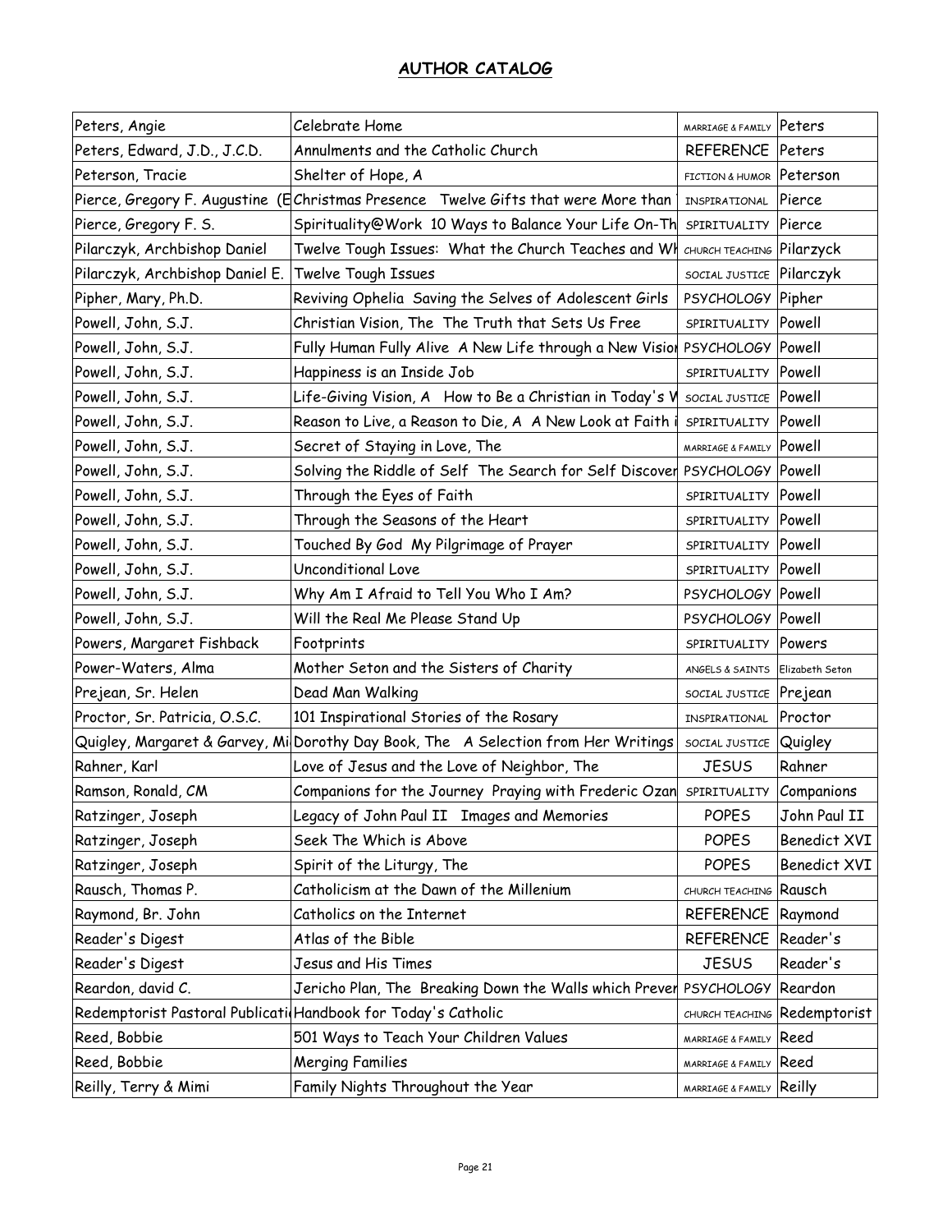## AUTHOR CATALOG

| | | | |
|---|---|---|---|
| Peters, Angie | Celebrate Home | MARRIAGE & FAMILY | Peters |
| Peters, Edward, J.D., J.C.D. | Annulments and the Catholic Church | REFERENCE | Peters |
| Peterson, Tracie | Shelter of Hope, A | FICTION & HUMOR | Peterson |
| Pierce, Gregory F. Augustine (E | Christmas Presence Twelve Gifts that were More than | INSPIRATIONAL | Pierce |
| Pierce, Gregory F. S. | Spirituality@Work 10 Ways to Balance Your Life On-Th | SPIRITUALITY | Pierce |
| Pilarczyk, Archbishop Daniel | Twelve Tough Issues: What the Church Teaches and Wh | CHURCH TEACHING | Pilarzyck |
| Pilarczyk, Archbishop Daniel E. | Twelve Tough Issues | SOCIAL JUSTICE | Pilarczyk |
| Pipher, Mary, Ph.D. | Reviving Ophelia Saving the Selves of Adolescent Girls | PSYCHOLOGY | Pipher |
| Powell, John, S.J. | Christian Vision, The The Truth that Sets Us Free | SPIRITUALITY | Powell |
| Powell, John, S.J. | Fully Human Fully Alive A New Life through a New Visio | PSYCHOLOGY | Powell |
| Powell, John, S.J. | Happiness is an Inside Job | SPIRITUALITY | Powell |
| Powell, John, S.J. | Life-Giving Vision, A How to Be a Christian in Today's W | SOCIAL JUSTICE | Powell |
| Powell, John, S.J. | Reason to Live, a Reason to Die, A A New Look at Faith i | SPIRITUALITY | Powell |
| Powell, John, S.J. | Secret of Staying in Love, The | MARRIAGE & FAMILY | Powell |
| Powell, John, S.J. | Solving the Riddle of Self The Search for Self Discover | PSYCHOLOGY | Powell |
| Powell, John, S.J. | Through the Eyes of Faith | SPIRITUALITY | Powell |
| Powell, John, S.J. | Through the Seasons of the Heart | SPIRITUALITY | Powell |
| Powell, John, S.J. | Touched By God My Pilgrimage of Prayer | SPIRITUALITY | Powell |
| Powell, John, S.J. | Unconditional Love | SPIRITUALITY | Powell |
| Powell, John, S.J. | Why Am I Afraid to Tell You Who I Am? | PSYCHOLOGY | Powell |
| Powell, John, S.J. | Will the Real Me Please Stand Up | PSYCHOLOGY | Powell |
| Powers, Margaret Fishback | Footprints | SPIRITUALITY | Powers |
| Power-Waters, Alma | Mother Seton and the Sisters of Charity | ANGELS & SAINTS | Elizabeth Seton |
| Prejean, Sr. Helen | Dead Man Walking | SOCIAL JUSTICE | Prejean |
| Proctor, Sr. Patricia, O.S.C. | 101 Inspirational Stories of the Rosary | INSPIRATIONAL | Proctor |
| Quigley, Margaret & Garvey, Mi | Dorothy Day Book, The A Selection from Her Writings | SOCIAL JUSTICE | Quigley |
| Rahner, Karl | Love of Jesus and the Love of Neighbor, The | JESUS | Rahner |
| Ramson, Ronald, CM | Companions for the Journey Praying with Frederic Ozan | SPIRITUALITY | Companions |
| Ratzinger, Joseph | Legacy of John Paul II Images and Memories | POPES | John Paul II |
| Ratzinger, Joseph | Seek The Which is Above | POPES | Benedict XVI |
| Ratzinger, Joseph | Spirit of the Liturgy, The | POPES | Benedict XVI |
| Rausch, Thomas P. | Catholicism at the Dawn of the Millenium | CHURCH TEACHING | Rausch |
| Raymond, Br. John | Catholics on the Internet | REFERENCE | Raymond |
| Reader's Digest | Atlas of the Bible | REFERENCE | Reader's |
| Reader's Digest | Jesus and His Times | JESUS | Reader's |
| Reardon, david C. | Jericho Plan, The Breaking Down the Walls which Preven | PSYCHOLOGY | Reardon |
| Redemptorist Pastoral Publicati | Handbook for Today's Catholic | CHURCH TEACHING | Redemptorist |
| Reed, Bobbie | 501 Ways to Teach Your Children Values | MARRIAGE & FAMILY | Reed |
| Reed, Bobbie | Merging Families | MARRIAGE & FAMILY | Reed |
| Reilly, Terry & Mimi | Family Nights Throughout the Year | MARRIAGE & FAMILY | Reilly |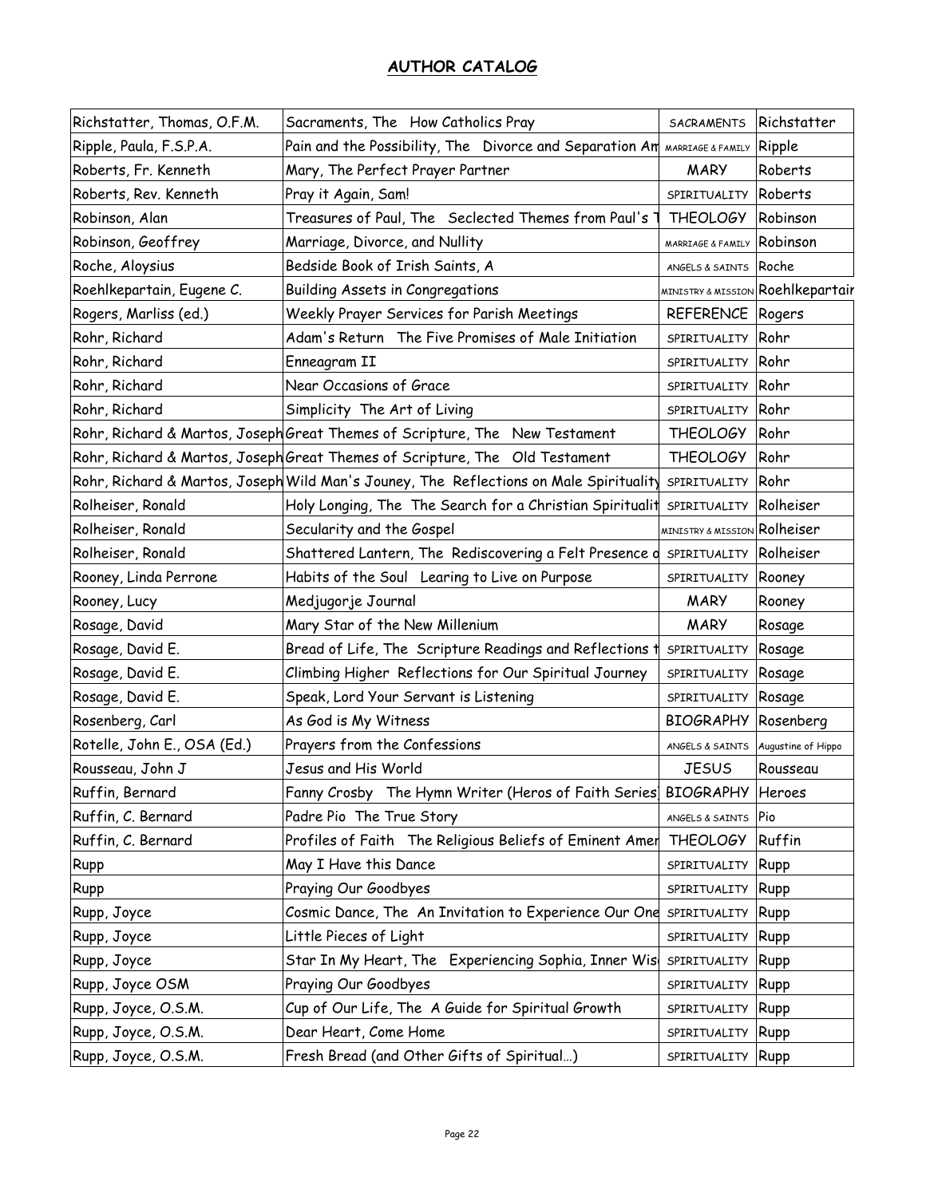## AUTHOR CATALOG

| | | | |
|---|---|---|---|
| Richstatter, Thomas, O.F.M. | Sacraments, The How Catholics Pray | SACRAMENTS | Richstatter |
| Ripple, Paula, F.S.P.A. | Pain and the Possibility, The Divorce and Separation Am | MARRIAGE & FAMILY | Ripple |
| Roberts, Fr. Kenneth | Mary, The Perfect Prayer Partner | MARY | Roberts |
| Roberts, Rev. Kenneth | Pray it Again, Sam! | SPIRITUALITY | Roberts |
| Robinson, Alan | Treasures of Paul, The Seclected Themes from Paul's T | THEOLOGY | Robinson |
| Robinson, Geoffrey | Marriage, Divorce, and Nullity | MARRIAGE & FAMILY | Robinson |
| Roche, Aloysius | Bedside Book of Irish Saints, A | ANGELS & SAINTS | Roche |
| Roehlkepartain, Eugene C. | Building Assets in Congregations | MINISTRY & MISSION | Roehlkepartair |
| Rogers, Marliss (ed.) | Weekly Prayer Services for Parish Meetings | REFERENCE | Rogers |
| Rohr, Richard | Adam's Return The Five Promises of Male Initiation | SPIRITUALITY | Rohr |
| Rohr, Richard | Enneagram II | SPIRITUALITY | Rohr |
| Rohr, Richard | Near Occasions of Grace | SPIRITUALITY | Rohr |
| Rohr, Richard | Simplicity The Art of Living | SPIRITUALITY | Rohr |
| Rohr, Richard & Martos, Joseph | Great Themes of Scripture, The New Testament | THEOLOGY | Rohr |
| Rohr, Richard & Martos, Joseph | Great Themes of Scripture, The Old Testament | THEOLOGY | Rohr |
| Rohr, Richard & Martos, Joseph | Wild Man's Jouney, The Reflections on Male Spirituality | SPIRITUALITY | Rohr |
| Rolheiser, Ronald | Holy Longing, The The Search for a Christian Spiritualit | SPIRITUALITY | Rolheiser |
| Rolheiser, Ronald | Secularity and the Gospel | MINISTRY & MISSION | Rolheiser |
| Rolheiser, Ronald | Shattered Lantern, The Rediscovering a Felt Presence o | SPIRITUALITY | Rolheiser |
| Rooney, Linda Perrone | Habits of the Soul Learing to Live on Purpose | SPIRITUALITY | Rooney |
| Rooney, Lucy | Medjugorje Journal | MARY | Rooney |
| Rosage, David | Mary Star of the New Millenium | MARY | Rosage |
| Rosage, David E. | Bread of Life, The Scripture Readings and Reflections t | SPIRITUALITY | Rosage |
| Rosage, David E. | Climbing Higher Reflections for Our Spiritual Journey | SPIRITUALITY | Rosage |
| Rosage, David E. | Speak, Lord Your Servant is Listening | SPIRITUALITY | Rosage |
| Rosenberg, Carl | As God is My Witness | BIOGRAPHY | Rosenberg |
| Rotelle, John E., OSA (Ed.) | Prayers from the Confessions | ANGELS & SAINTS | Augustine of Hippo |
| Rousseau, John J | Jesus and His World | JESUS | Rousseau |
| Ruffin, Bernard | Fanny Crosby The Hymn Writer (Heros of Faith Series) | BIOGRAPHY | Heroes |
| Ruffin, C. Bernard | Padre Pio The True Story | ANGELS & SAINTS | Pio |
| Ruffin, C. Bernard | Profiles of Faith The Religious Beliefs of Eminent Amer | THEOLOGY | Ruffin |
| Rupp | May I Have this Dance | SPIRITUALITY | Rupp |
| Rupp | Praying Our Goodbyes | SPIRITUALITY | Rupp |
| Rupp, Joyce | Cosmic Dance, The An Invitation to Experience Our One | SPIRITUALITY | Rupp |
| Rupp, Joyce | Little Pieces of Light | SPIRITUALITY | Rupp |
| Rupp, Joyce | Star In My Heart, The Experiencing Sophia, Inner Wis | SPIRITUALITY | Rupp |
| Rupp, Joyce OSM | Praying Our Goodbyes | SPIRITUALITY | Rupp |
| Rupp, Joyce, O.S.M. | Cup of Our Life, The A Guide for Spiritual Growth | SPIRITUALITY | Rupp |
| Rupp, Joyce, O.S.M. | Dear Heart, Come Home | SPIRITUALITY | Rupp |
| Rupp, Joyce, O.S.M. | Fresh Bread (and Other Gifts of Spiritual…) | SPIRITUALITY | Rupp |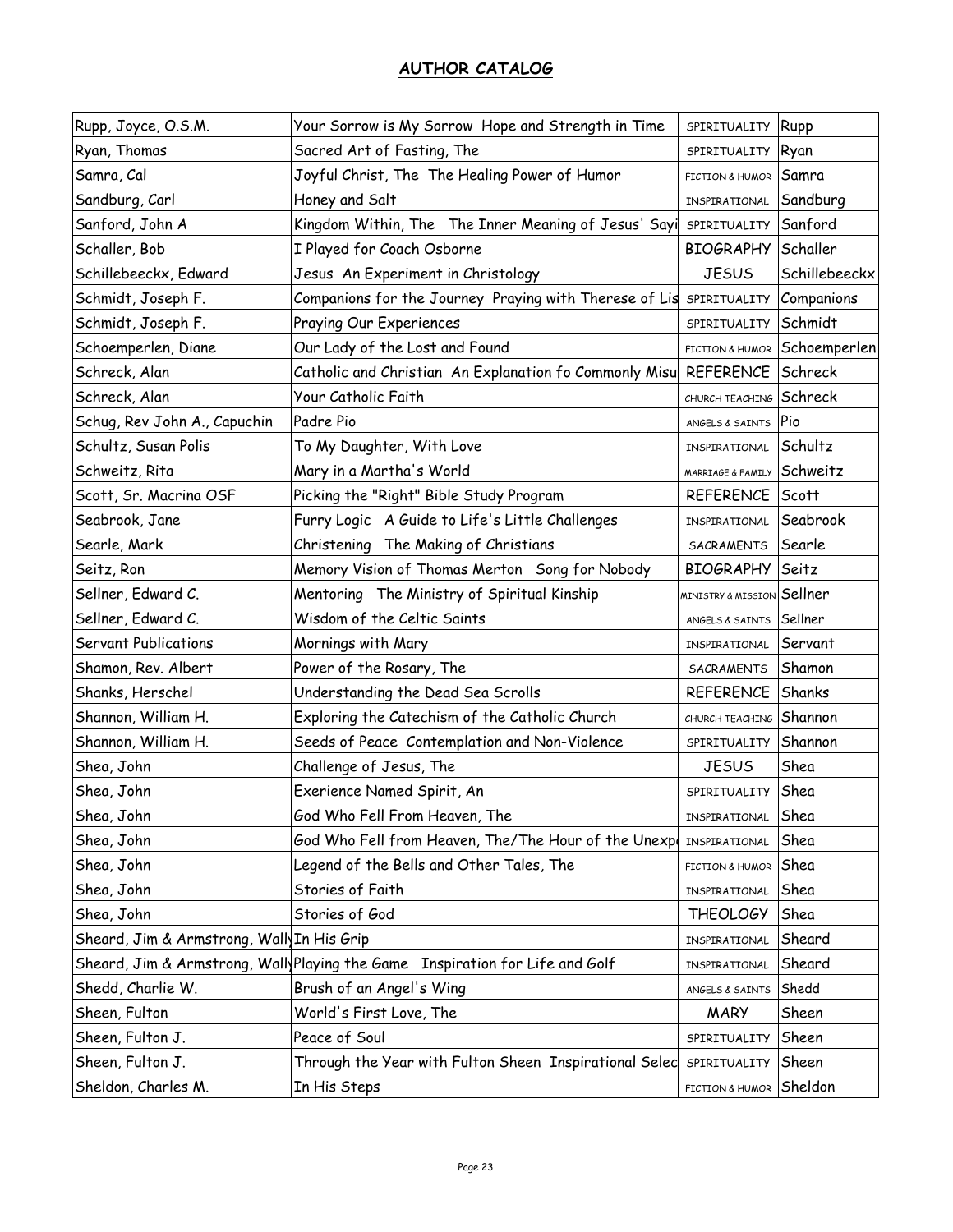## AUTHOR CATALOG

| | | | |
|---|---|---|---|
| Rupp, Joyce, O.S.M. | Your Sorrow is My Sorrow Hope and Strength in Time | SPIRITUALITY | Rupp |
| Ryan, Thomas | Sacred Art of Fasting, The | SPIRITUALITY | Ryan |
| Samra, Cal | Joyful Christ, The The Healing Power of Humor | FICTION & HUMOR | Samra |
| Sandburg, Carl | Honey and Salt | INSPIRATIONAL | Sandburg |
| Sanford, John A | Kingdom Within, The The Inner Meaning of Jesus' Sayi | SPIRITUALITY | Sanford |
| Schaller, Bob | I Played for Coach Osborne | BIOGRAPHY | Schaller |
| Schillebeeckx, Edward | Jesus An Experiment in Christology | JESUS | Schillebeeckx |
| Schmidt, Joseph F. | Companions for the Journey Praying with Therese of Lis | SPIRITUALITY | Companions |
| Schmidt, Joseph F. | Praying Our Experiences | SPIRITUALITY | Schmidt |
| Schoemperlen, Diane | Our Lady of the Lost and Found | FICTION & HUMOR | Schoemperlen |
| Schreck, Alan | Catholic and Christian An Explanation fo Commonly Misu | REFERENCE | Schreck |
| Schreck, Alan | Your Catholic Faith | CHURCH TEACHING | Schreck |
| Schug, Rev John A., Capuchin | Padre Pio | ANGELS & SAINTS | Pio |
| Schultz, Susan Polis | To My Daughter, With Love | INSPIRATIONAL | Schultz |
| Schweitz, Rita | Mary in a Martha's World | MARRIAGE & FAMILY | Schweitz |
| Scott, Sr. Macrina OSF | Picking the "Right" Bible Study Program | REFERENCE | Scott |
| Seabrook, Jane | Furry Logic A Guide to Life's Little Challenges | INSPIRATIONAL | Seabrook |
| Searle, Mark | Christening The Making of Christians | SACRAMENTS | Searle |
| Seitz, Ron | Memory Vision of Thomas Merton Song for Nobody | BIOGRAPHY | Seitz |
| Sellner, Edward C. | Mentoring The Ministry of Spiritual Kinship | MINISTRY & MISSION | Sellner |
| Sellner, Edward C. | Wisdom of the Celtic Saints | ANGELS & SAINTS | Sellner |
| Servant Publications | Mornings with Mary | INSPIRATIONAL | Servant |
| Shamon, Rev. Albert | Power of the Rosary, The | SACRAMENTS | Shamon |
| Shanks, Herschel | Understanding the Dead Sea Scrolls | REFERENCE | Shanks |
| Shannon, William H. | Exploring the Catechism of the Catholic Church | CHURCH TEACHING | Shannon |
| Shannon, William H. | Seeds of Peace Contemplation and Non-Violence | SPIRITUALITY | Shannon |
| Shea, John | Challenge of Jesus, The | JESUS | Shea |
| Shea, John | Exerience Named Spirit, An | SPIRITUALITY | Shea |
| Shea, John | God Who Fell From Heaven, The | INSPIRATIONAL | Shea |
| Shea, John | God Who Fell from Heaven, The/The Hour of the Unexp | INSPIRATIONAL | Shea |
| Shea, John | Legend of the Bells and Other Tales, The | FICTION & HUMOR | Shea |
| Shea, John | Stories of Faith | INSPIRATIONAL | Shea |
| Shea, John | Stories of God | THEOLOGY | Shea |
| Sheard, Jim & Armstrong, Wally | In His Grip | INSPIRATIONAL | Sheard |
| Sheard, Jim & Armstrong, Wally | Playing the Game Inspiration for Life and Golf | INSPIRATIONAL | Sheard |
| Shedd, Charlie W. | Brush of an Angel's Wing | ANGELS & SAINTS | Shedd |
| Sheen, Fulton | World's First Love, The | MARY | Sheen |
| Sheen, Fulton J. | Peace of Soul | SPIRITUALITY | Sheen |
| Sheen, Fulton J. | Through the Year with Fulton Sheen Inspirational Selec | SPIRITUALITY | Sheen |
| Sheldon, Charles M. | In His Steps | FICTION & HUMOR | Sheldon |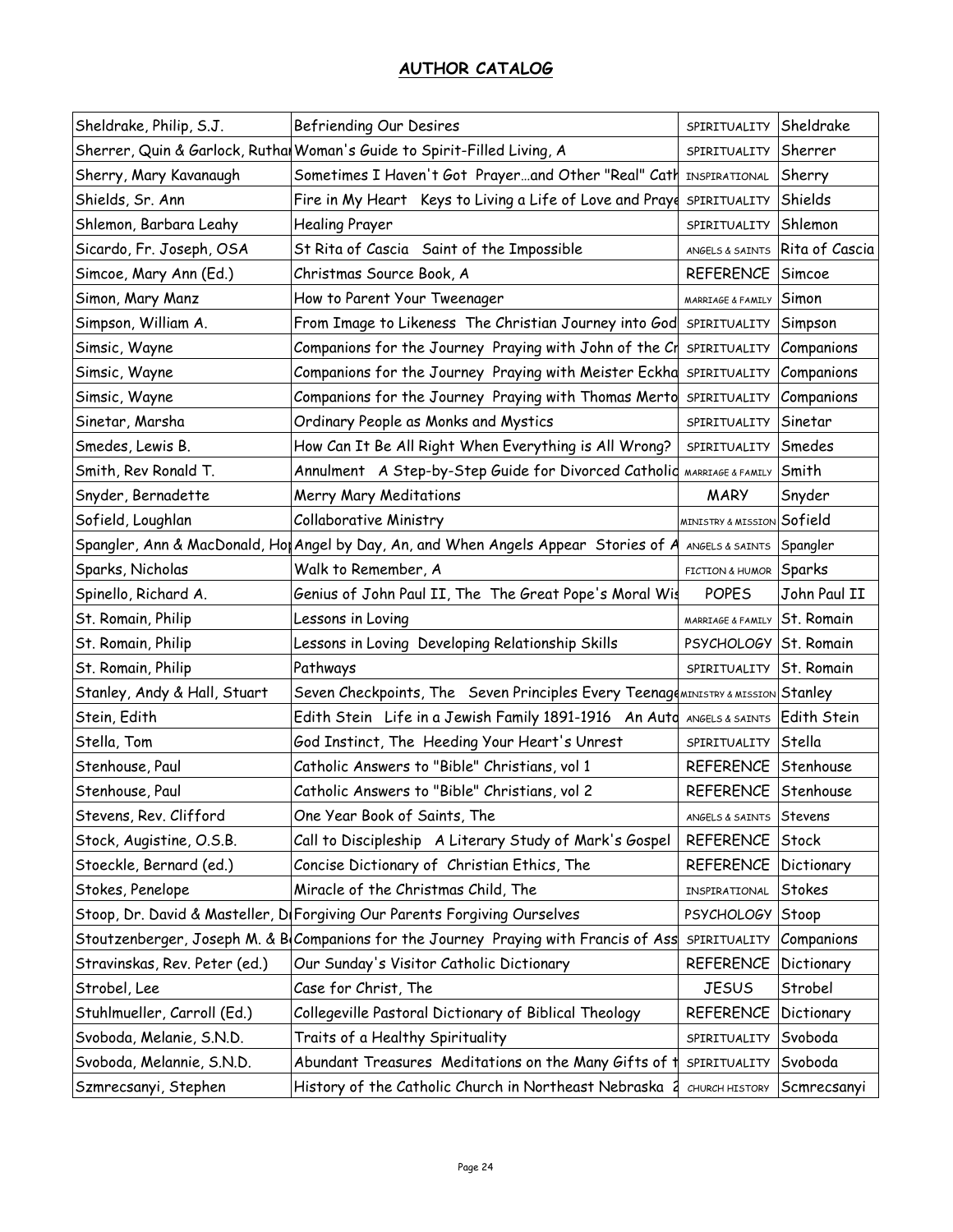## AUTHOR CATALOG

| | | | |
|---|---|---|---|
| Sheldrake, Philip, S.J. | Befriending Our Desires | SPIRITUALITY | Sheldrake |
| Sherrer, Quin & Garlock, Ruthar | Woman's Guide to Spirit-Filled Living, A | SPIRITUALITY | Sherrer |
| Sherry, Mary Kavanaugh | Sometimes I Haven't Got Prayer...and Other "Real" Cath | INSPIRATIONAL | Sherry |
| Shields, Sr. Ann | Fire in My Heart  Keys to Living a Life of Love and Praye | SPIRITUALITY | Shields |
| Shlemon, Barbara Leahy | Healing Prayer | SPIRITUALITY | Shlemon |
| Sicardo, Fr. Joseph, OSA | St Rita of Cascia  Saint of the Impossible | ANGELS & SAINTS | Rita of Cascia |
| Simcoe, Mary Ann (Ed.) | Christmas Source Book, A | REFERENCE | Simcoe |
| Simon, Mary Manz | How to Parent Your Tweenager | MARRIAGE & FAMILY | Simon |
| Simpson, William A. | From Image to Likeness  The Christian Journey into God | SPIRITUALITY | Simpson |
| Simsic, Wayne | Companions for the Journey  Praying with John of the Cr | SPIRITUALITY | Companions |
| Simsic, Wayne | Companions for the Journey  Praying with Meister Eckha | SPIRITUALITY | Companions |
| Simsic, Wayne | Companions for the Journey  Praying with Thomas Merto | SPIRITUALITY | Companions |
| Sinetar, Marsha | Ordinary People as Monks and Mystics | SPIRITUALITY | Sinetar |
| Smedes, Lewis B. | How Can It Be All Right When Everything is All Wrong? | SPIRITUALITY | Smedes |
| Smith, Rev Ronald T. | Annulment  A Step-by-Step Guide for Divorced Catholic | MARRIAGE & FAMILY | Smith |
| Snyder, Bernadette | Merry Mary Meditations | MARY | Snyder |
| Sofield, Loughlan | Collaborative Ministry | MINISTRY & MISSION | Sofield |
| Spangler, Ann & MacDonald, Ho | Angel by Day, An, and When Angels Appear  Stories of A | ANGELS & SAINTS | Spangler |
| Sparks, Nicholas | Walk to Remember, A | FICTION & HUMOR | Sparks |
| Spinello, Richard A. | Genius of John Paul II, The  The Great Pope's Moral Wis | POPES | John Paul II |
| St. Romain, Philip | Lessons in Loving | MARRIAGE & FAMILY | St. Romain |
| St. Romain, Philip | Lessons in Loving  Developing Relationship Skills | PSYCHOLOGY | St. Romain |
| St. Romain, Philip | Pathways | SPIRITUALITY | St. Romain |
| Stanley, Andy & Hall, Stuart | Seven Checkpoints, The  Seven Principles Every Teenage | MINISTRY & MISSION | Stanley |
| Stein, Edith | Edith Stein  Life in a Jewish Family 1891-1916  An Auto | ANGELS & SAINTS | Edith Stein |
| Stella, Tom | God Instinct, The  Heeding Your Heart's Unrest | SPIRITUALITY | Stella |
| Stenhouse, Paul | Catholic Answers to "Bible" Christians, vol 1 | REFERENCE | Stenhouse |
| Stenhouse, Paul | Catholic Answers to "Bible" Christians, vol 2 | REFERENCE | Stenhouse |
| Stevens, Rev. Clifford | One Year Book of Saints, The | ANGELS & SAINTS | Stevens |
| Stock, Augistine, O.S.B. | Call to Discipleship  A Literary Study of Mark's Gospel | REFERENCE | Stock |
| Stoeckle, Bernard (ed.) | Concise Dictionary of  Christian Ethics, The | REFERENCE | Dictionary |
| Stokes, Penelope | Miracle of the Christmas Child, The | INSPIRATIONAL | Stokes |
| Stoop, Dr. David & Masteller, Dr | Forgiving Our Parents Forgiving Ourselves | PSYCHOLOGY | Stoop |
| Stoutzenberger, Joseph M. & B | Companions for the Journey  Praying with Francis of Ass | SPIRITUALITY | Companions |
| Stravinskas, Rev. Peter (ed.) | Our Sunday's Visitor Catholic Dictionary | REFERENCE | Dictionary |
| Strobel, Lee | Case for Christ, The | JESUS | Strobel |
| Stuhlmueller, Carroll (Ed.) | Collegeville Pastoral Dictionary of Biblical Theology | REFERENCE | Dictionary |
| Svoboda, Melanie, S.N.D. | Traits of a Healthy Spirituality | SPIRITUALITY | Svoboda |
| Svoboda, Melannie, S.N.D. | Abundant Treasures  Meditations on the Many Gifts of t | SPIRITUALITY | Svoboda |
| Szmrecsanyi, Stephen | History of the Catholic Church in Northeast Nebraska 2 | CHURCH HISTORY | Scmrecsanyi |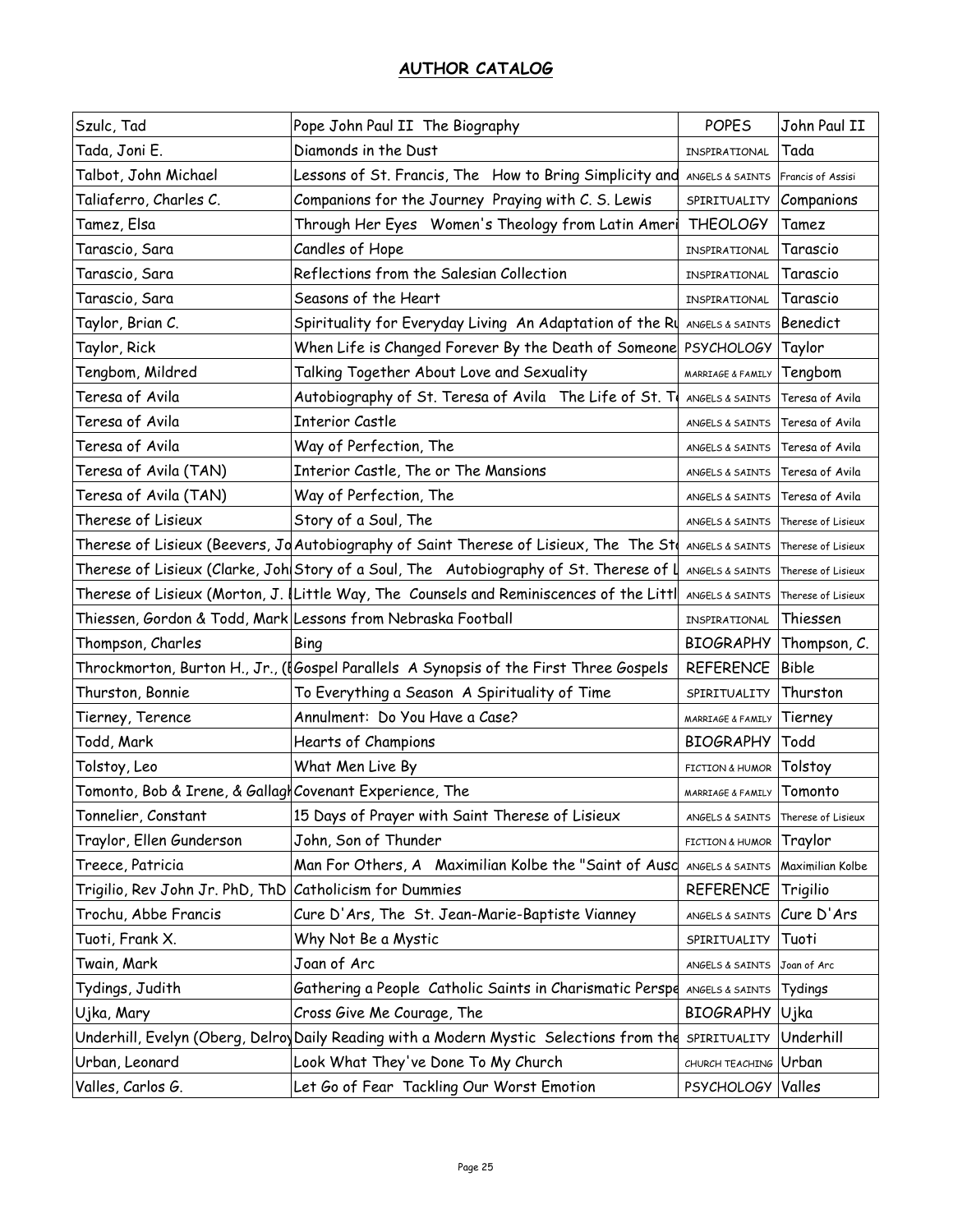## AUTHOR CATALOG

| | | | |
|---|---|---|---|
| Szulc, Tad | Pope John Paul II The Biography | POPES | John Paul II |
| Tada, Joni E. | Diamonds in the Dust | INSPIRATIONAL | Tada |
| Talbot, John Michael | Lessons of St. Francis, The How to Bring Simplicity and | ANGELS & SAINTS | Francis of Assisi |
| Taliaferro, Charles C. | Companions for the Journey Praying with C. S. Lewis | SPIRITUALITY | Companions |
| Tamez, Elsa | Through Her Eyes Women's Theology from Latin Ameri | THEOLOGY | Tamez |
| Tarascio, Sara | Candles of Hope | INSPIRATIONAL | Tarascio |
| Tarascio, Sara | Reflections from the Salesian Collection | INSPIRATIONAL | Tarascio |
| Tarascio, Sara | Seasons of the Heart | INSPIRATIONAL | Tarascio |
| Taylor, Brian C. | Spirituality for Everyday Living An Adaptation of the Ru | ANGELS & SAINTS | Benedict |
| Taylor, Rick | When Life is Changed Forever By the Death of Someone | PSYCHOLOGY | Taylor |
| Tengbom, Mildred | Talking Together About Love and Sexuality | MARRIAGE & FAMILY | Tengbom |
| Teresa of Avila | Autobiography of St. Teresa of Avila The Life of St. T | ANGELS & SAINTS | Teresa of Avila |
| Teresa of Avila | Interior Castle | ANGELS & SAINTS | Teresa of Avila |
| Teresa of Avila | Way of Perfection, The | ANGELS & SAINTS | Teresa of Avila |
| Teresa of Avila (TAN) | Interior Castle, The or The Mansions | ANGELS & SAINTS | Teresa of Avila |
| Teresa of Avila (TAN) | Way of Perfection, The | ANGELS & SAINTS | Teresa of Avila |
| Therese of Lisieux | Story of a Soul, The | ANGELS & SAINTS | Therese of Lisieux |
| Therese of Lisieux (Beevers, Jo | Autobiography of Saint Therese of Lisieux, The The St | ANGELS & SAINTS | Therese of Lisieux |
| Therese of Lisieux (Clarke, Joh | Story of a Soul, The Autobiography of St. Therese of L | ANGELS & SAINTS | Therese of Lisieux |
| Therese of Lisieux (Morton, J. | Little Way, The Counsels and Reminiscences of the Littl | ANGELS & SAINTS | Therese of Lisieux |
| Thiessen, Gordon & Todd, Mark | Lessons from Nebraska Football | INSPIRATIONAL | Thiessen |
| Thompson, Charles | Bing | BIOGRAPHY | Thompson, C. |
| Throckmorton, Burton H., Jr., ( | Gospel Parallels A Synopsis of the First Three Gospels | REFERENCE | Bible |
| Thurston, Bonnie | To Everything a Season A Spirituality of Time | SPIRITUALITY | Thurston |
| Tierney, Terence | Annulment: Do You Have a Case? | MARRIAGE & FAMILY | Tierney |
| Todd, Mark | Hearts of Champions | BIOGRAPHY | Todd |
| Tolstoy, Leo | What Men Live By | FICTION & HUMOR | Tolstoy |
| Tomonto, Bob & Irene, & Gallag | Covenant Experience, The | MARRIAGE & FAMILY | Tomonto |
| Tonnelier, Constant | 15 Days of Prayer with Saint Therese of Lisieux | ANGELS & SAINTS | Therese of Lisieux |
| Traylor, Ellen Gunderson | John, Son of Thunder | FICTION & HUMOR | Traylor |
| Treece, Patricia | Man For Others, A Maximilian Kolbe the "Saint of Ausc | ANGELS & SAINTS | Maximilian Kolbe |
| Trigilio, Rev John Jr. PhD, ThD | Catholicism for Dummies | REFERENCE | Trigilio |
| Trochu, Abbe Francis | Cure D'Ars, The St. Jean-Marie-Baptiste Vianney | ANGELS & SAINTS | Cure D'Ars |
| Tuoti, Frank X. | Why Not Be a Mystic | SPIRITUALITY | Tuoti |
| Twain, Mark | Joan of Arc | ANGELS & SAINTS | Joan of Arc |
| Tydings, Judith | Gathering a People Catholic Saints in Charismatic Perspe | ANGELS & SAINTS | Tydings |
| Ujka, Mary | Cross Give Me Courage, The | BIOGRAPHY | Ujka |
| Underhill, Evelyn (Oberg, Delroy | Daily Reading with a Modern Mystic Selections from the | SPIRITUALITY | Underhill |
| Urban, Leonard | Look What They've Done To My Church | CHURCH TEACHING | Urban |
| Valles, Carlos G. | Let Go of Fear Tackling Our Worst Emotion | PSYCHOLOGY | Valles |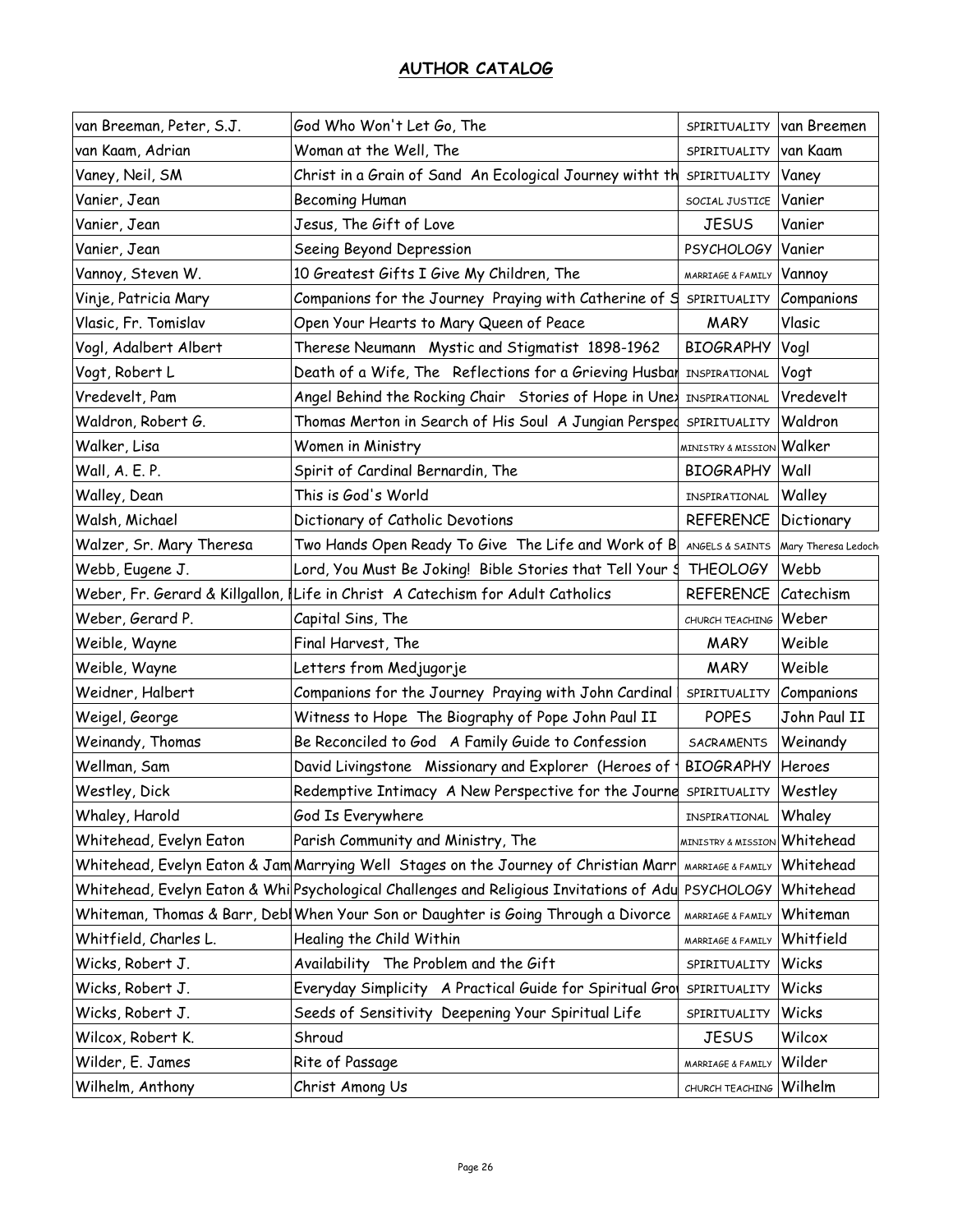## AUTHOR CATALOG

| | | | |
|---|---|---|---|
| van Breeman, Peter, S.J. | God Who Won't Let Go, The | SPIRITUALITY | van Breemen |
| van Kaam, Adrian | Woman at the Well, The | SPIRITUALITY | van Kaam |
| Vaney, Neil, SM | Christ in a Grain of Sand An Ecological Journey witht th | SPIRITUALITY | Vaney |
| Vanier, Jean | Becoming Human | SOCIAL JUSTICE | Vanier |
| Vanier, Jean | Jesus, The Gift of Love | JESUS | Vanier |
| Vanier, Jean | Seeing Beyond Depression | PSYCHOLOGY | Vanier |
| Vannoy, Steven W. | 10 Greatest Gifts I Give My Children, The | MARRIAGE & FAMILY | Vannoy |
| Vinje, Patricia Mary | Companions for the Journey Praying with Catherine of S | SPIRITUALITY | Companions |
| Vlasic, Fr. Tomislav | Open Your Hearts to Mary Queen of Peace | MARY | Vlasic |
| Vogl, Adalbert Albert | Therese Neumann Mystic and Stigmatist 1898-1962 | BIOGRAPHY | Vogl |
| Vogt, Robert L | Death of a Wife, The Reflections for a Grieving Husbar | INSPIRATIONAL | Vogt |
| Vredevelt, Pam | Angel Behind the Rocking Chair Stories of Hope in Unex | INSPIRATIONAL | Vredevelt |
| Waldron, Robert G. | Thomas Merton in Search of His Soul A Jungian Perspec | SPIRITUALITY | Waldron |
| Walker, Lisa | Women in Ministry | MINISTRY & MISSION | Walker |
| Wall, A. E. P. | Spirit of Cardinal Bernardin, The | BIOGRAPHY | Wall |
| Walley, Dean | This is God's World | INSPIRATIONAL | Walley |
| Walsh, Michael | Dictionary of Catholic Devotions | REFERENCE | Dictionary |
| Walzer, Sr. Mary Theresa | Two Hands Open Ready To Give The Life and Work of B | ANGELS & SAINTS | Mary Theresa Ledoch |
| Webb, Eugene J. | Lord, You Must Be Joking! Bible Stories that Tell Your S | THEOLOGY | Webb |
| Weber, Fr. Gerard & Killgallon, I | Life in Christ A Catechism for Adult Catholics | REFERENCE | Catechism |
| Weber, Gerard P. | Capital Sins, The | CHURCH TEACHING | Weber |
| Weible, Wayne | Final Harvest, The | MARY | Weible |
| Weible, Wayne | Letters from Medjugorje | MARY | Weible |
| Weidner, Halbert | Companions for the Journey Praying with John Cardinal | SPIRITUALITY | Companions |
| Weigel, George | Witness to Hope The Biography of Pope John Paul II | POPES | John Paul II |
| Weinandy, Thomas | Be Reconciled to God A Family Guide to Confession | SACRAMENTS | Weinandy |
| Wellman, Sam | David Livingstone Missionary and Explorer (Heroes of | BIOGRAPHY | Heroes |
| Westley, Dick | Redemptive Intimacy A New Perspective for the Journe | SPIRITUALITY | Westley |
| Whaley, Harold | God Is Everywhere | INSPIRATIONAL | Whaley |
| Whitehead, Evelyn Eaton | Parish Community and Ministry, The | MINISTRY & MISSION | Whitehead |
| Whitehead, Evelyn Eaton & Jam | Marrying Well Stages on the Journey of Christian Marr | MARRIAGE & FAMILY | Whitehead |
| Whitehead, Evelyn Eaton & Whi | Psychological Challenges and Religious Invitations of Adu | PSYCHOLOGY | Whitehead |
| Whiteman, Thomas & Barr, Debl | When Your Son or Daughter is Going Through a Divorce | MARRIAGE & FAMILY | Whiteman |
| Whitfield, Charles L. | Healing the Child Within | MARRIAGE & FAMILY | Whitfield |
| Wicks, Robert J. | Availability The Problem and the Gift | SPIRITUALITY | Wicks |
| Wicks, Robert J. | Everyday Simplicity A Practical Guide for Spiritual Grov | SPIRITUALITY | Wicks |
| Wicks, Robert J. | Seeds of Sensitivity Deepening Your Spiritual Life | SPIRITUALITY | Wicks |
| Wilcox, Robert K. | Shroud | JESUS | Wilcox |
| Wilder, E. James | Rite of Passage | MARRIAGE & FAMILY | Wilder |
| Wilhelm, Anthony | Christ Among Us | CHURCH TEACHING | Wilhelm |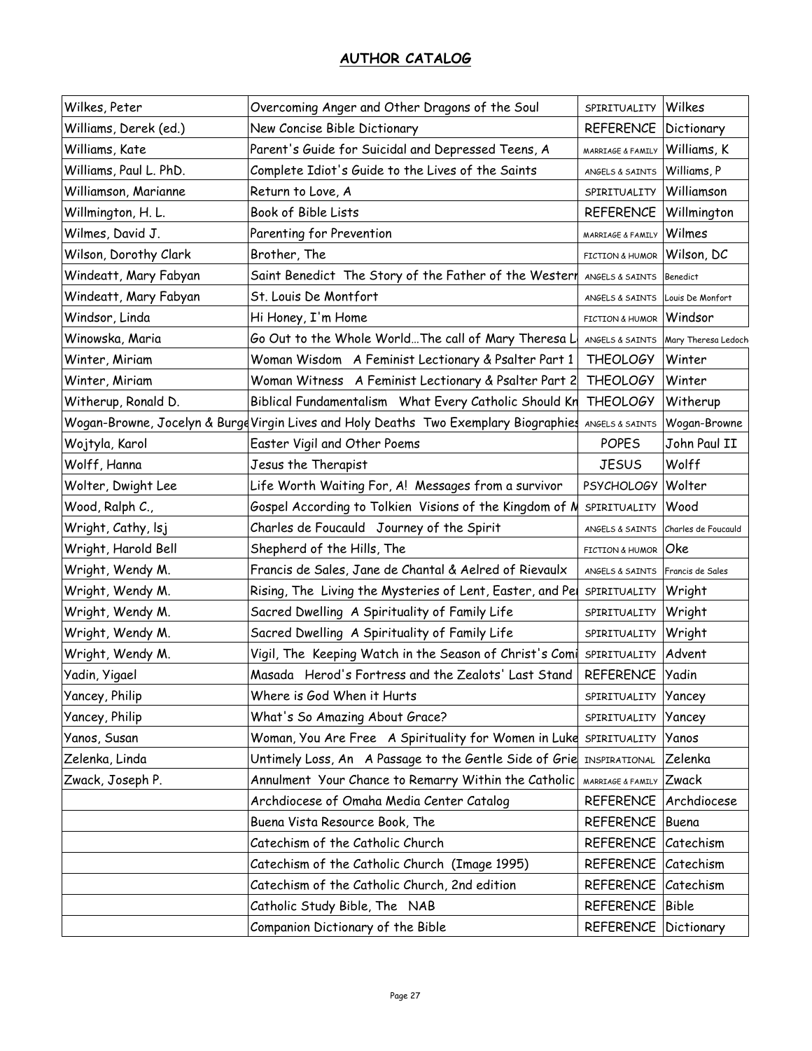## AUTHOR CATALOG

| | | | |
|---|---|---|---|
| Wilkes, Peter | Overcoming Anger and Other Dragons of the Soul | SPIRITUALITY | Wilkes |
| Williams, Derek (ed.) | New Concise Bible Dictionary | REFERENCE | Dictionary |
| Williams, Kate | Parent's Guide for Suicidal and Depressed Teens, A | MARRIAGE & FAMILY | Williams, K |
| Williams, Paul L. PhD. | Complete Idiot's Guide to the Lives of the Saints | ANGELS & SAINTS | Williams, P |
| Williamson, Marianne | Return to Love, A | SPIRITUALITY | Williamson |
| Willmington, H. L. | Book of Bible Lists | REFERENCE | Willmington |
| Wilmes, David J. | Parenting for Prevention | MARRIAGE & FAMILY | Wilmes |
| Wilson, Dorothy Clark | Brother, The | FICTION & HUMOR | Wilson, DC |
| Windeatt, Mary Fabyan | Saint Benedict The Story of the Father of the Western | ANGELS & SAINTS | Benedict |
| Windeatt, Mary Fabyan | St. Louis De Montfort | ANGELS & SAINTS | Louis De Monfort |
| Windsor, Linda | Hi Honey, I'm Home | FICTION & HUMOR | Windsor |
| Winowska, Maria | Go Out to the Whole World…The call of Mary Theresa L | ANGELS & SAINTS | Mary Theresa Ledoch |
| Winter, Miriam | Woman Wisdom A Feminist Lectionary & Psalter Part 1 | THEOLOGY | Winter |
| Winter, Miriam | Woman Witness A Feminist Lectionary & Psalter Part 2 | THEOLOGY | Winter |
| Witherup, Ronald D. | Biblical Fundamentalism What Every Catholic Should Kn | THEOLOGY | Witherup |
| Wogan-Browne, Jocelyn & Burge | Virgin Lives and Holy Deaths Two Exemplary Biographies | ANGELS & SAINTS | Wogan-Browne |
| Wojtyla, Karol | Easter Vigil and Other Poems | POPES | John Paul II |
| Wolff, Hanna | Jesus the Therapist | JESUS | Wolff |
| Wolter, Dwight Lee | Life Worth Waiting For, A! Messages from a survivor | PSYCHOLOGY | Wolter |
| Wood, Ralph C., | Gospel According to Tolkien Visions of the Kingdom of M | SPIRITUALITY | Wood |
| Wright, Cathy, lsj | Charles de Foucauld Journey of the Spirit | ANGELS & SAINTS | Charles de Foucauld |
| Wright, Harold Bell | Shepherd of the Hills, The | FICTION & HUMOR | Oke |
| Wright, Wendy M. | Francis de Sales, Jane de Chantal & Aelred of Rievaulx | ANGELS & SAINTS | Francis de Sales |
| Wright, Wendy M. | Rising, The Living the Mysteries of Lent, Easter, and Pe | SPIRITUALITY | Wright |
| Wright, Wendy M. | Sacred Dwelling A Spirituality of Family Life | SPIRITUALITY | Wright |
| Wright, Wendy M. | Sacred Dwelling A Spirituality of Family Life | SPIRITUALITY | Wright |
| Wright, Wendy M. | Vigil, The Keeping Watch in the Season of Christ's Comi | SPIRITUALITY | Advent |
| Yadin, Yigael | Masada Herod's Fortress and the Zealots' Last Stand | REFERENCE | Yadin |
| Yancey, Philip | Where is God When it Hurts | SPIRITUALITY | Yancey |
| Yancey, Philip | What's So Amazing About Grace? | SPIRITUALITY | Yancey |
| Yanos, Susan | Woman, You Are Free A Spirituality for Women in Luke | SPIRITUALITY | Yanos |
| Zelenka, Linda | Untimely Loss, An A Passage to the Gentle Side of Grie | INSPIRATIONAL | Zelenka |
| Zwack, Joseph P. | Annulment Your Chance to Remarry Within the Catholic | MARRIAGE & FAMILY | Zwack |
| | Archdiocese of Omaha Media Center Catalog | REFERENCE | Archdiocese |
| | Buena Vista Resource Book, The | REFERENCE | Buena |
| | Catechism of the Catholic Church | REFERENCE | Catechism |
| | Catechism of the Catholic Church (Image 1995) | REFERENCE | Catechism |
| | Catechism of the Catholic Church, 2nd edition | REFERENCE | Catechism |
| | Catholic Study Bible, The NAB | REFERENCE | Bible |
| | Companion Dictionary of the Bible | REFERENCE | Dictionary |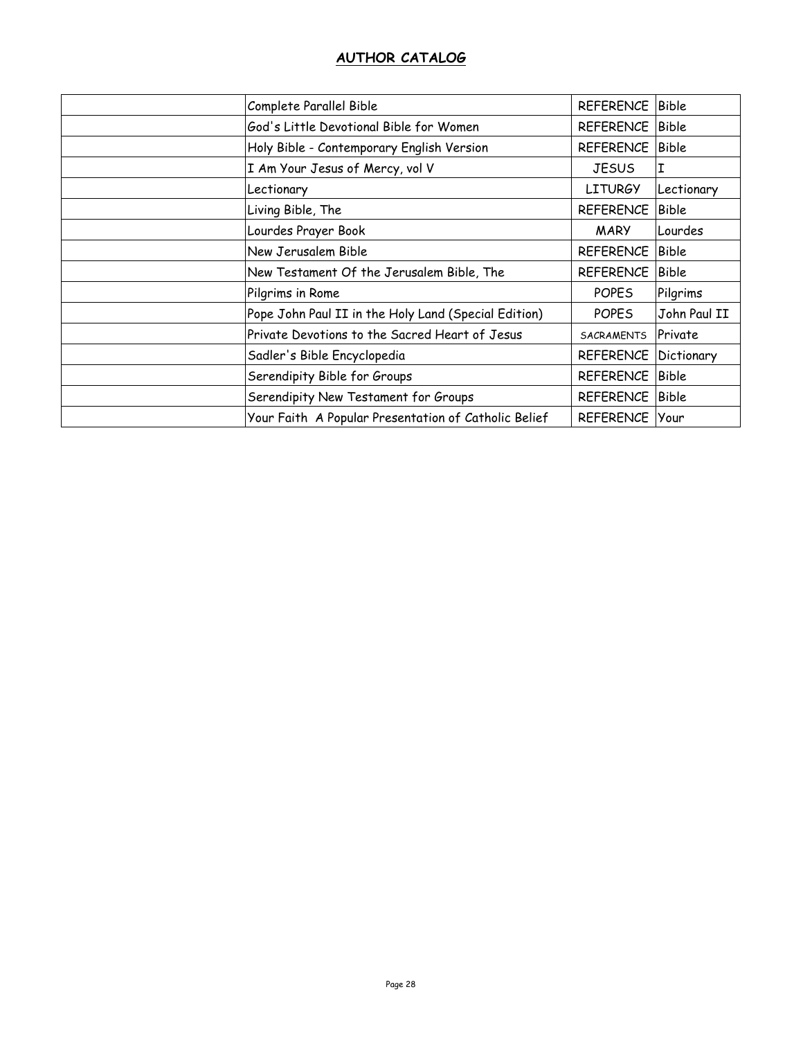## AUTHOR CATALOG

| | | | |
|---|---|---|---|
| | Complete Parallel Bible | REFERENCE | Bible |
| | God's Little Devotional Bible for Women | REFERENCE | Bible |
| | Holy Bible - Contemporary English Version | REFERENCE | Bible |
| | I Am Your Jesus of Mercy, vol V | JESUS | I |
| | Lectionary | LITURGY | Lectionary |
| | Living Bible, The | REFERENCE | Bible |
| | Lourdes Prayer Book | MARY | Lourdes |
| | New Jerusalem Bible | REFERENCE | Bible |
| | New Testament Of the Jerusalem Bible, The | REFERENCE | Bible |
| | Pilgrims in Rome | POPES | Pilgrims |
| | Pope John Paul II in the Holy Land (Special Edition) | POPES | John Paul II |
| | Private Devotions to the Sacred Heart of Jesus | SACRAMENTS | Private |
| | Sadler's Bible Encyclopedia | REFERENCE | Dictionary |
| | Serendipity Bible for Groups | REFERENCE | Bible |
| | Serendipity New Testament for Groups | REFERENCE | Bible |
| | Your Faith A Popular Presentation of Catholic Belief | REFERENCE | Your |